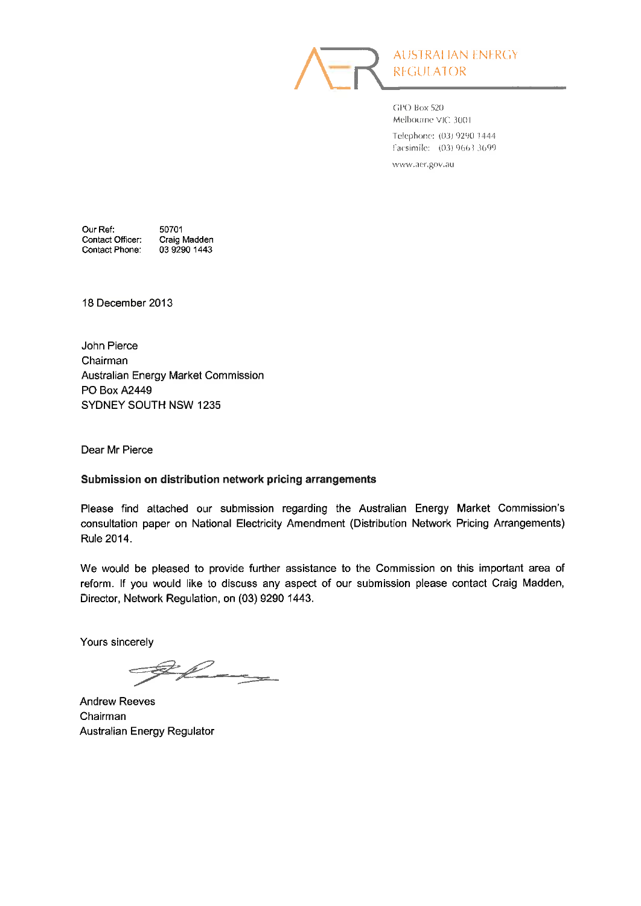AUSTRALIAN ENERGY REGULATOR

GPO Box 520
Melbourne VIC 3001

Telephone: (03) 9290 1444
Facsimile: (03) 9663 3699

www.aer.gov.au

Our Ref: 50701
Contact Officer: Craig Madden
Contact Phone: 03 9290 1443

18 December 2013

John Pierce
Chairman
Australian Energy Market Commission
PO Box A2449
SYDNEY SOUTH NSW 1235

Dear Mr Pierce

**Submission on distribution network pricing arrangements**

Please find attached our submission regarding the Australian Energy Market Commission's consultation paper on National Electricity Amendment (Distribution Network Pricing Arrangements) Rule 2014.

We would be pleased to provide further assistance to the Commission on this important area of reform. If you would like to discuss any aspect of our submission please contact Craig Madden, Director, Network Regulation, on (03) 9290 1443.

Yours sincerely

Andrew Reeves
Chairman
Australian Energy Regulator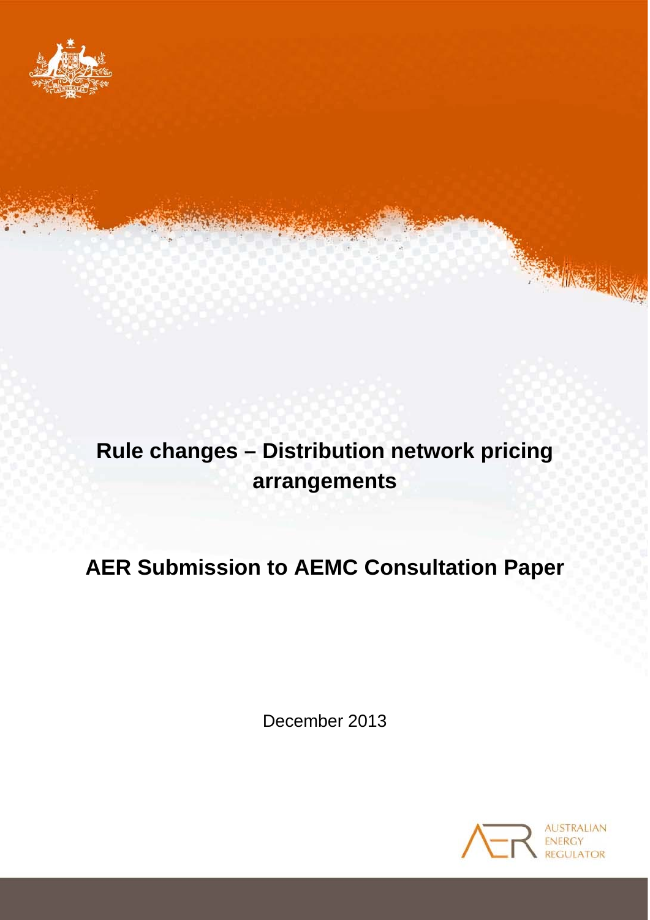# Rule changes – Distribution network pricing arrangements

# AER Submission to AEMC Consultation Paper

December 2013

AUSTRALIAN ENERGY REGULATOR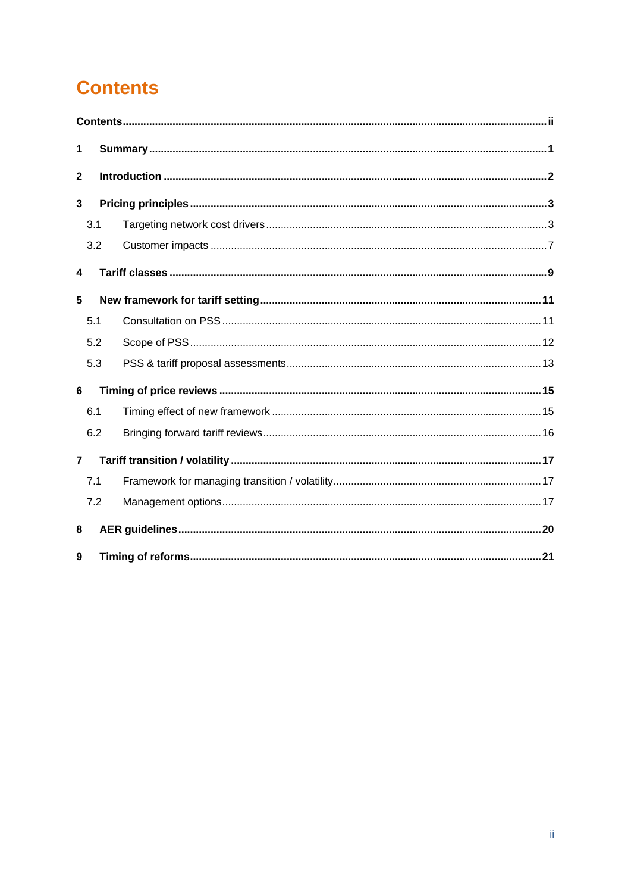# Contents

Contents ........................................................................................................................................ ii

1 Summary ...................................................................................................................................... 1

2 Introduction .................................................................................................................................. 2

3 Pricing principles ......................................................................................................................... 3

- 3.1 Targeting network cost drivers ............................................................................................... 3
- 3.2 Customer impacts .................................................................................................................. 7

4 Tariff classes ................................................................................................................................ 9

5 New framework for tariff setting ................................................................................................ 11

- 5.1 Consultation on PSS ............................................................................................................ 11
- 5.2 Scope of PSS ....................................................................................................................... 12
- 5.3 PSS & tariff proposal assessments ...................................................................................... 13

6 Timing of price reviews .............................................................................................................. 15

- 6.1 Timing effect of new framework ........................................................................................... 15
- 6.2 Bringing forward tariff reviews ............................................................................................. 16

7 Tariff transition / volatility .......................................................................................................... 17

- 7.1 Framework for managing transition / volatility ..................................................................... 17
- 7.2 Management options ............................................................................................................ 17

8 AER guidelines .......................................................................................................................... 20

9 Timing of reforms ....................................................................................................................... 21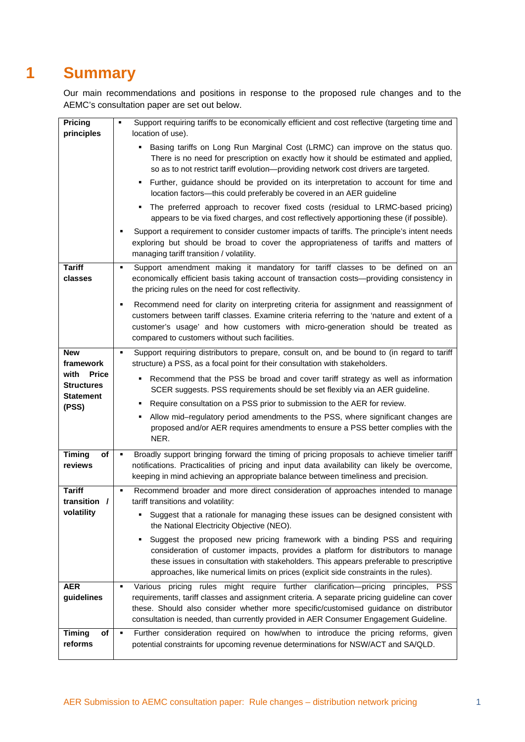# 1 Summary

Our main recommendations and positions in response to the proposed rule changes and to the AEMC's consultation paper are set out below.

| | |
|---|---|
| **Pricing principles** | ▪ Support requiring tariffs to be economically efficient and cost reflective (targeting time and location of use).<br>  ▪ Basing tariffs on Long Run Marginal Cost (LRMC) can improve on the status quo. There is no need for prescription on exactly how it should be estimated and applied, so as to not restrict tariff evolution—providing network cost drivers are targeted.<br>  ▪ Further, guidance should be provided on its interpretation to account for time and location factors—this could preferably be covered in an AER guideline<br>  ▪ The preferred approach to recover fixed costs (residual to LRMC-based pricing) appears to be via fixed charges, and cost reflectively apportioning these (if possible).<br>▪ Support a requirement to consider customer impacts of tariffs. The principle's intent needs exploring but should be broad to cover the appropriateness of tariffs and matters of managing tariff transition / volatility. |
| **Tariff classes** | ▪ Support amendment making it mandatory for tariff classes to be defined on an economically efficient basis taking account of transaction costs—providing consistency in the pricing rules on the need for cost reflectivity.<br>▪ Recommend need for clarity on interpreting criteria for assignment and reassignment of customers between tariff classes. Examine criteria referring to the 'nature and extent of a customer's usage' and how customers with micro-generation should be treated as compared to customers without such facilities. |
| **New framework with Price Structures Statement (PSS)** | ▪ Support requiring distributors to prepare, consult on, and be bound to (in regard to tariff structure) a PSS, as a focal point for their consultation with stakeholders.<br>  ▪ Recommend that the PSS be broad and cover tariff strategy as well as information SCER suggests. PSS requirements should be set flexibly via an AER guideline.<br>  ▪ Require consultation on a PSS prior to submission to the AER for review.<br>  ▪ Allow mid–regulatory period amendments to the PSS, where significant changes are proposed and/or AER requires amendments to ensure a PSS better complies with the NER. |
| **Timing of reviews** | ▪ Broadly support bringing forward the timing of pricing proposals to achieve timelier tariff notifications. Practicalities of pricing and input data availability can likely be overcome, keeping in mind achieving an appropriate balance between timeliness and precision. |
| **Tariff transition / volatility** | ▪ Recommend broader and more direct consideration of approaches intended to manage tariff transitions and volatility:<br>  ▪ Suggest that a rationale for managing these issues can be designed consistent with the National Electricity Objective (NEO).<br>  ▪ Suggest the proposed new pricing framework with a binding PSS and requiring consideration of customer impacts, provides a platform for distributors to manage these issues in consultation with stakeholders. This appears preferable to prescriptive approaches, like numerical limits on prices (explicit side constraints in the rules). |
| **AER guidelines** | ▪ Various pricing rules might require further clarification—pricing principles, PSS requirements, tariff classes and assignment criteria. A separate pricing guideline can cover these. Should also consider whether more specific/customised guidance on distributor consultation is needed, than currently provided in AER Consumer Engagement Guideline. |
| **Timing of reforms** | ▪ Further consideration required on how/when to introduce the pricing reforms, given potential constraints for upcoming revenue determinations for NSW/ACT and SA/QLD. |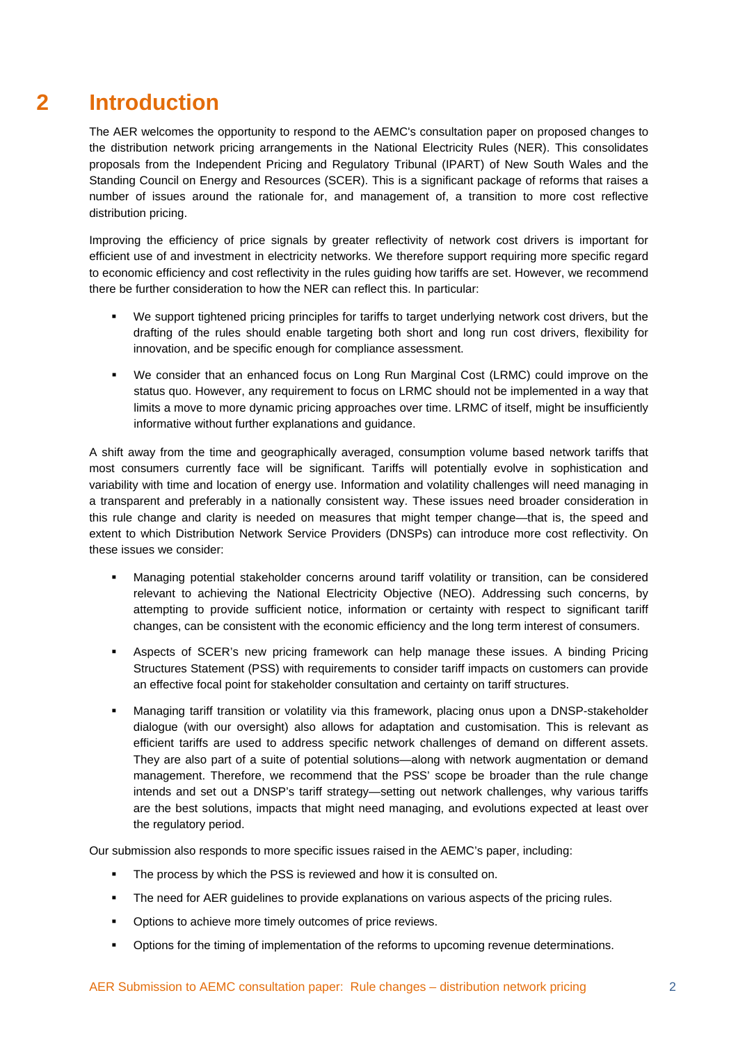# 2 Introduction

The AER welcomes the opportunity to respond to the AEMC's consultation paper on proposed changes to the distribution network pricing arrangements in the National Electricity Rules (NER). This consolidates proposals from the Independent Pricing and Regulatory Tribunal (IPART) of New South Wales and the Standing Council on Energy and Resources (SCER). This is a significant package of reforms that raises a number of issues around the rationale for, and management of, a transition to more cost reflective distribution pricing.

Improving the efficiency of price signals by greater reflectivity of network cost drivers is important for efficient use of and investment in electricity networks. We therefore support requiring more specific regard to economic efficiency and cost reflectivity in the rules guiding how tariffs are set. However, we recommend there be further consideration to how the NER can reflect this. In particular:

- We support tightened pricing principles for tariffs to target underlying network cost drivers, but the drafting of the rules should enable targeting both short and long run cost drivers, flexibility for innovation, and be specific enough for compliance assessment.
- We consider that an enhanced focus on Long Run Marginal Cost (LRMC) could improve on the status quo. However, any requirement to focus on LRMC should not be implemented in a way that limits a move to more dynamic pricing approaches over time. LRMC of itself, might be insufficiently informative without further explanations and guidance.

A shift away from the time and geographically averaged, consumption volume based network tariffs that most consumers currently face will be significant. Tariffs will potentially evolve in sophistication and variability with time and location of energy use. Information and volatility challenges will need managing in a transparent and preferably in a nationally consistent way. These issues need broader consideration in this rule change and clarity is needed on measures that might temper change—that is, the speed and extent to which Distribution Network Service Providers (DNSPs) can introduce more cost reflectivity. On these issues we consider:

- Managing potential stakeholder concerns around tariff volatility or transition, can be considered relevant to achieving the National Electricity Objective (NEO). Addressing such concerns, by attempting to provide sufficient notice, information or certainty with respect to significant tariff changes, can be consistent with the economic efficiency and the long term interest of consumers.
- Aspects of SCER's new pricing framework can help manage these issues. A binding Pricing Structures Statement (PSS) with requirements to consider tariff impacts on customers can provide an effective focal point for stakeholder consultation and certainty on tariff structures.
- Managing tariff transition or volatility via this framework, placing onus upon a DNSP-stakeholder dialogue (with our oversight) also allows for adaptation and customisation. This is relevant as efficient tariffs are used to address specific network challenges of demand on different assets. They are also part of a suite of potential solutions—along with network augmentation or demand management. Therefore, we recommend that the PSS' scope be broader than the rule change intends and set out a DNSP's tariff strategy—setting out network challenges, why various tariffs are the best solutions, impacts that might need managing, and evolutions expected at least over the regulatory period.

Our submission also responds to more specific issues raised in the AEMC's paper, including:

- The process by which the PSS is reviewed and how it is consulted on.
- The need for AER guidelines to provide explanations on various aspects of the pricing rules.
- Options to achieve more timely outcomes of price reviews.
- Options for the timing of implementation of the reforms to upcoming revenue determinations.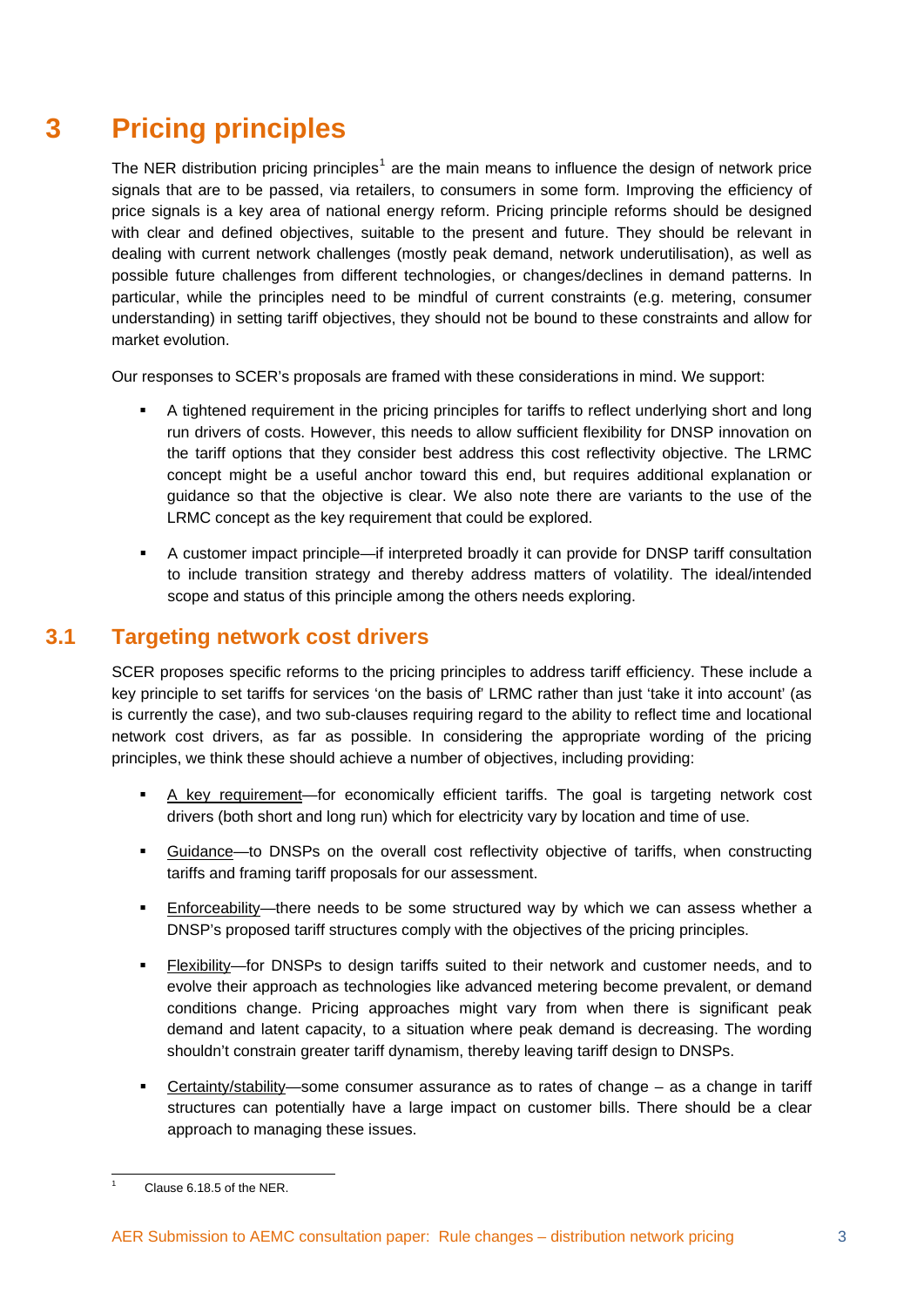# 3 Pricing principles

The NER distribution pricing principles[1] are the main means to influence the design of network price signals that are to be passed, via retailers, to consumers in some form. Improving the efficiency of price signals is a key area of national energy reform. Pricing principle reforms should be designed with clear and defined objectives, suitable to the present and future. They should be relevant in dealing with current network challenges (mostly peak demand, network underutilisation), as well as possible future challenges from different technologies, or changes/declines in demand patterns. In particular, while the principles need to be mindful of current constraints (e.g. metering, consumer understanding) in setting tariff objectives, they should not be bound to these constraints and allow for market evolution.

Our responses to SCER's proposals are framed with these considerations in mind. We support:

- A tightened requirement in the pricing principles for tariffs to reflect underlying short and long run drivers of costs. However, this needs to allow sufficient flexibility for DNSP innovation on the tariff options that they consider best address this cost reflectivity objective. The LRMC concept might be a useful anchor toward this end, but requires additional explanation or guidance so that the objective is clear. We also note there are variants to the use of the LRMC concept as the key requirement that could be explored.
- A customer impact principle—if interpreted broadly it can provide for DNSP tariff consultation to include transition strategy and thereby address matters of volatility. The ideal/intended scope and status of this principle among the others needs exploring.

## 3.1 Targeting network cost drivers

SCER proposes specific reforms to the pricing principles to address tariff efficiency. These include a key principle to set tariffs for services 'on the basis of' LRMC rather than just 'take it into account' (as is currently the case), and two sub-clauses requiring regard to the ability to reflect time and locational network cost drivers, as far as possible. In considering the appropriate wording of the pricing principles, we think these should achieve a number of objectives, including providing:

- A key requirement—for economically efficient tariffs. The goal is targeting network cost drivers (both short and long run) which for electricity vary by location and time of use.
- Guidance—to DNSPs on the overall cost reflectivity objective of tariffs, when constructing tariffs and framing tariff proposals for our assessment.
- Enforceability—there needs to be some structured way by which we can assess whether a DNSP's proposed tariff structures comply with the objectives of the pricing principles.
- Flexibility—for DNSPs to design tariffs suited to their network and customer needs, and to evolve their approach as technologies like advanced metering become prevalent, or demand conditions change. Pricing approaches might vary from when there is significant peak demand and latent capacity, to a situation where peak demand is decreasing. The wording shouldn't constrain greater tariff dynamism, thereby leaving tariff design to DNSPs.
- Certainty/stability—some consumer assurance as to rates of change – as a change in tariff structures can potentially have a large impact on customer bills. There should be a clear approach to managing these issues.

[1] Clause 6.18.5 of the NER.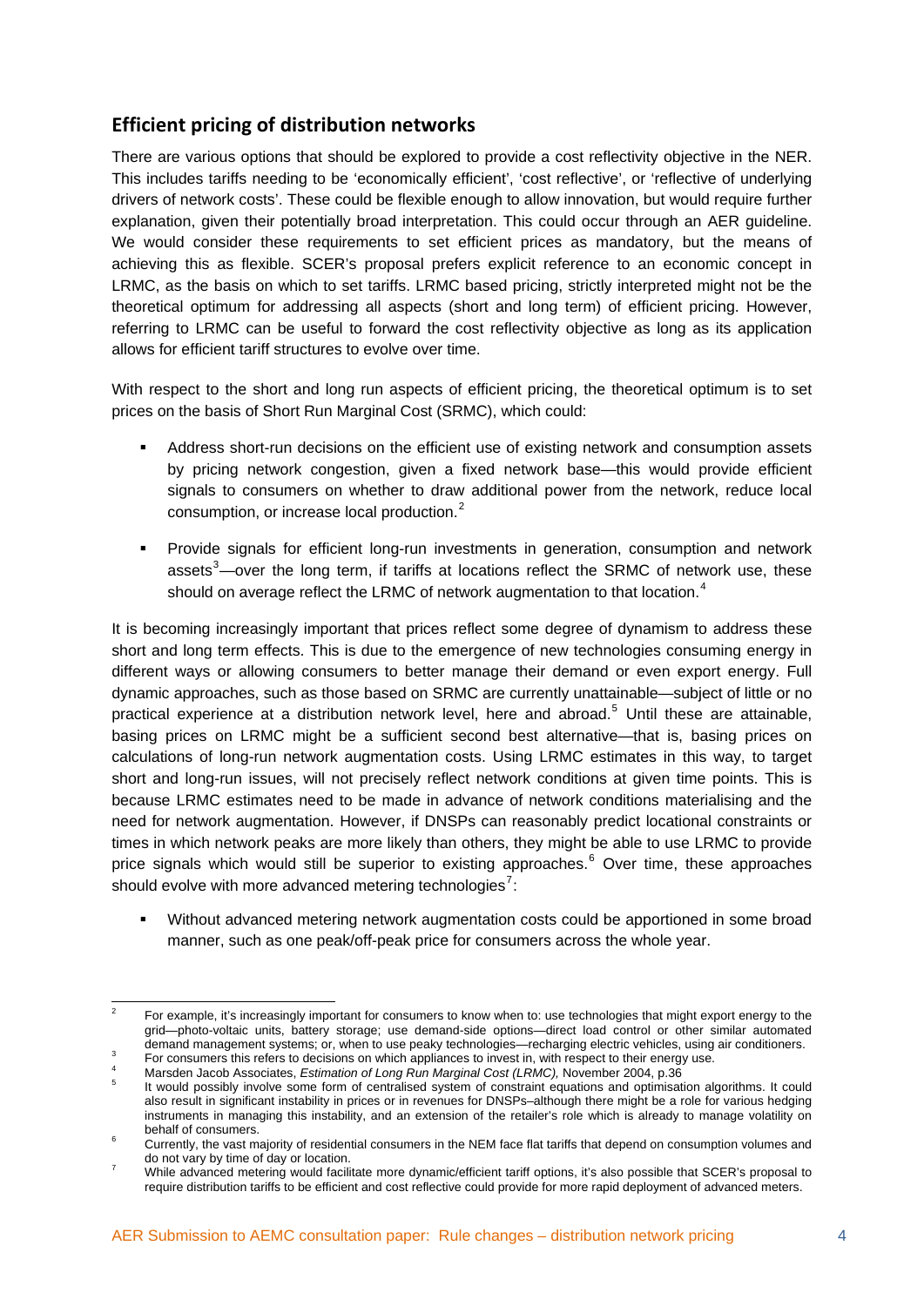## Efficient pricing of distribution networks

There are various options that should be explored to provide a cost reflectivity objective in the NER. This includes tariffs needing to be 'economically efficient', 'cost reflective', or 'reflective of underlying drivers of network costs'. These could be flexible enough to allow innovation, but would require further explanation, given their potentially broad interpretation. This could occur through an AER guideline. We would consider these requirements to set efficient prices as mandatory, but the means of achieving this as flexible. SCER's proposal prefers explicit reference to an economic concept in LRMC, as the basis on which to set tariffs. LRMC based pricing, strictly interpreted might not be the theoretical optimum for addressing all aspects (short and long term) of efficient pricing. However, referring to LRMC can be useful to forward the cost reflectivity objective as long as its application allows for efficient tariff structures to evolve over time.

With respect to the short and long run aspects of efficient pricing, the theoretical optimum is to set prices on the basis of Short Run Marginal Cost (SRMC), which could:

- Address short-run decisions on the efficient use of existing network and consumption assets by pricing network congestion, given a fixed network base—this would provide efficient signals to consumers on whether to draw additional power from the network, reduce local consumption, or increase local production.[2]
- Provide signals for efficient long-run investments in generation, consumption and network assets[3]—over the long term, if tariffs at locations reflect the SRMC of network use, these should on average reflect the LRMC of network augmentation to that location.[4]

It is becoming increasingly important that prices reflect some degree of dynamism to address these short and long term effects. This is due to the emergence of new technologies consuming energy in different ways or allowing consumers to better manage their demand or even export energy. Full dynamic approaches, such as those based on SRMC are currently unattainable—subject of little or no practical experience at a distribution network level, here and abroad.[5] Until these are attainable, basing prices on LRMC might be a sufficient second best alternative—that is, basing prices on calculations of long-run network augmentation costs. Using LRMC estimates in this way, to target short and long-run issues, will not precisely reflect network conditions at given time points. This is because LRMC estimates need to be made in advance of network conditions materialising and the need for network augmentation. However, if DNSPs can reasonably predict locational constraints or times in which network peaks are more likely than others, they might be able to use LRMC to provide price signals which would still be superior to existing approaches.[6] Over time, these approaches should evolve with more advanced metering technologies[7]:

- Without advanced metering network augmentation costs could be apportioned in some broad manner, such as one peak/off-peak price for consumers across the whole year.

---

[2] For example, it's increasingly important for consumers to know when to: use technologies that might export energy to the grid—photo-voltaic units, battery storage; use demand-side options—direct load control or other similar automated demand management systems; or, when to use peaky technologies—recharging electric vehicles, using air conditioners.

[3] For consumers this refers to decisions on which appliances to invest in, with respect to their energy use.

[4] Marsden Jacob Associates, *Estimation of Long Run Marginal Cost (LRMC),* November 2004, p.36

[5] It would possibly involve some form of centralised system of constraint equations and optimisation algorithms. It could also result in significant instability in prices or in revenues for DNSPs–although there might be a role for various hedging instruments in managing this instability, and an extension of the retailer's role which is already to manage volatility on behalf of consumers.

[6] Currently, the vast majority of residential consumers in the NEM face flat tariffs that depend on consumption volumes and do not vary by time of day or location.

[7] While advanced metering would facilitate more dynamic/efficient tariff options, it's also possible that SCER's proposal to require distribution tariffs to be efficient and cost reflective could provide for more rapid deployment of advanced meters.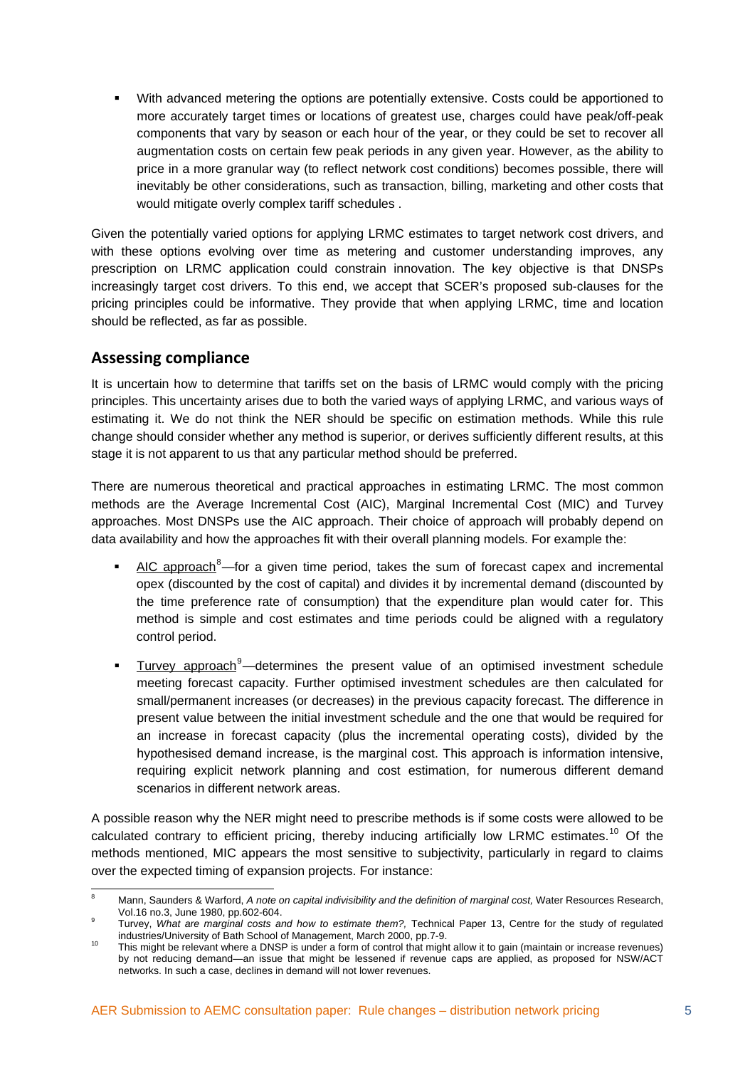- With advanced metering the options are potentially extensive. Costs could be apportioned to more accurately target times or locations of greatest use, charges could have peak/off-peak components that vary by season or each hour of the year, or they could be set to recover all augmentation costs on certain few peak periods in any given year. However, as the ability to price in a more granular way (to reflect network cost conditions) becomes possible, there will inevitably be other considerations, such as transaction, billing, marketing and other costs that would mitigate overly complex tariff schedules .

Given the potentially varied options for applying LRMC estimates to target network cost drivers, and with these options evolving over time as metering and customer understanding improves, any prescription on LRMC application could constrain innovation. The key objective is that DNSPs increasingly target cost drivers. To this end, we accept that SCER's proposed sub-clauses for the pricing principles could be informative. They provide that when applying LRMC, time and location should be reflected, as far as possible.

## Assessing compliance

It is uncertain how to determine that tariffs set on the basis of LRMC would comply with the pricing principles. This uncertainty arises due to both the varied ways of applying LRMC, and various ways of estimating it. We do not think the NER should be specific on estimation methods. While this rule change should consider whether any method is superior, or derives sufficiently different results, at this stage it is not apparent to us that any particular method should be preferred.

There are numerous theoretical and practical approaches in estimating LRMC. The most common methods are the Average Incremental Cost (AIC), Marginal Incremental Cost (MIC) and Turvey approaches. Most DNSPs use the AIC approach. Their choice of approach will probably depend on data availability and how the approaches fit with their overall planning models. For example the:

- AIC approach[8]—for a given time period, takes the sum of forecast capex and incremental opex (discounted by the cost of capital) and divides it by incremental demand (discounted by the time preference rate of consumption) that the expenditure plan would cater for. This method is simple and cost estimates and time periods could be aligned with a regulatory control period.
- Turvey approach[9]—determines the present value of an optimised investment schedule meeting forecast capacity. Further optimised investment schedules are then calculated for small/permanent increases (or decreases) in the previous capacity forecast. The difference in present value between the initial investment schedule and the one that would be required for an increase in forecast capacity (plus the incremental operating costs), divided by the hypothesised demand increase, is the marginal cost. This approach is information intensive, requiring explicit network planning and cost estimation, for numerous different demand scenarios in different network areas.

A possible reason why the NER might need to prescribe methods is if some costs were allowed to be calculated contrary to efficient pricing, thereby inducing artificially low LRMC estimates.[10] Of the methods mentioned, MIC appears the most sensitive to subjectivity, particularly in regard to claims over the expected timing of expansion projects. For instance:

---

[8] Mann, Saunders & Warford, *A note on capital indivisibility and the definition of marginal cost,* Water Resources Research, Vol.16 no.3, June 1980, pp.602-604.

[9] Turvey, *What are marginal costs and how to estimate them?,* Technical Paper 13, Centre for the study of regulated industries/University of Bath School of Management, March 2000, pp.7-9.

[10] This might be relevant where a DNSP is under a form of control that might allow it to gain (maintain or increase revenues) by not reducing demand—an issue that might be lessened if revenue caps are applied, as proposed for NSW/ACT networks. In such a case, declines in demand will not lower revenues.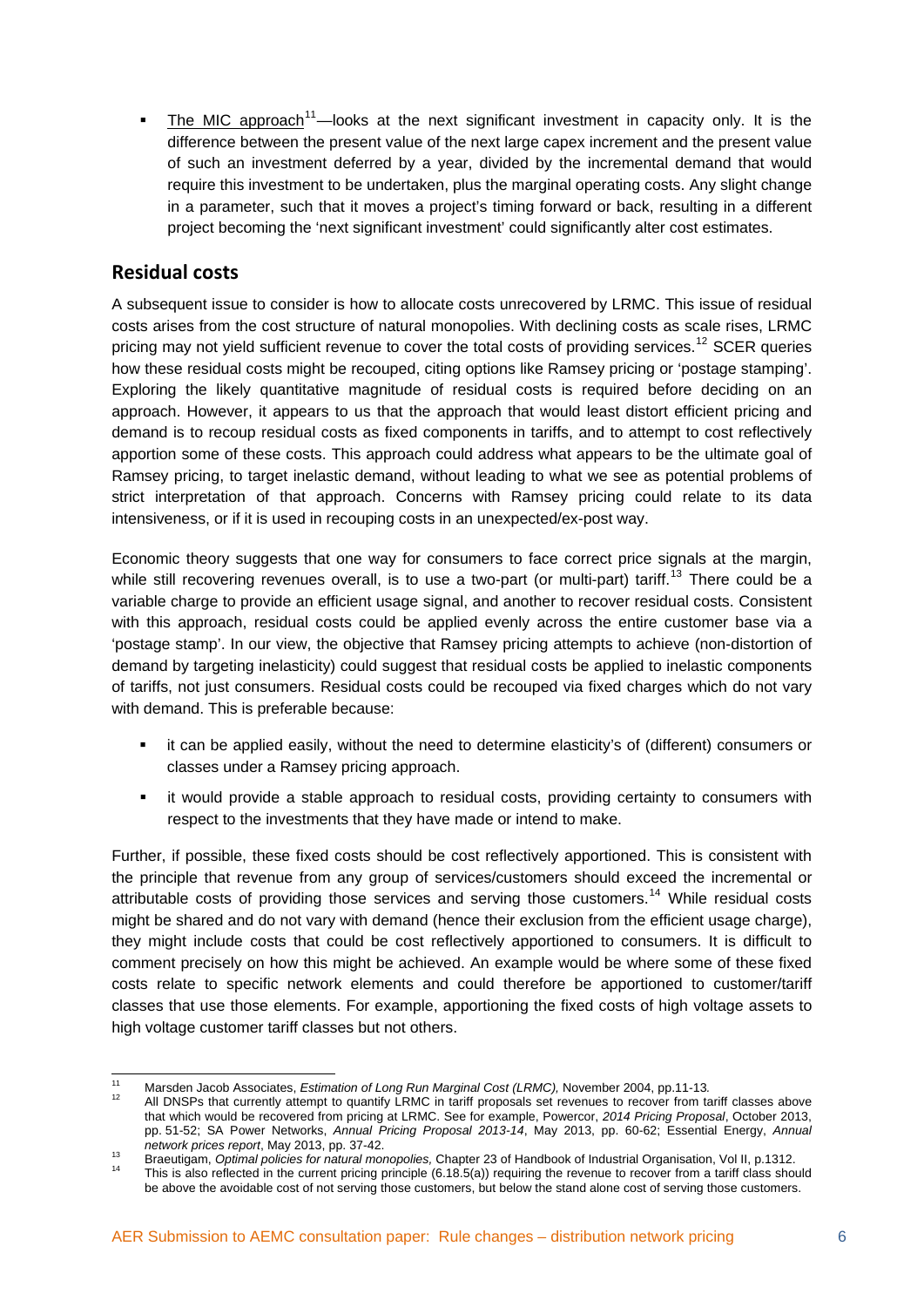- The MIC approach[11]—looks at the next significant investment in capacity only. It is the difference between the present value of the next large capex increment and the present value of such an investment deferred by a year, divided by the incremental demand that would require this investment to be undertaken, plus the marginal operating costs. Any slight change in a parameter, such that it moves a project's timing forward or back, resulting in a different project becoming the 'next significant investment' could significantly alter cost estimates.

## Residual costs

A subsequent issue to consider is how to allocate costs unrecovered by LRMC. This issue of residual costs arises from the cost structure of natural monopolies. With declining costs as scale rises, LRMC pricing may not yield sufficient revenue to cover the total costs of providing services.[12] SCER queries how these residual costs might be recouped, citing options like Ramsey pricing or 'postage stamping'. Exploring the likely quantitative magnitude of residual costs is required before deciding on an approach. However, it appears to us that the approach that would least distort efficient pricing and demand is to recoup residual costs as fixed components in tariffs, and to attempt to cost reflectively apportion some of these costs. This approach could address what appears to be the ultimate goal of Ramsey pricing, to target inelastic demand, without leading to what we see as potential problems of strict interpretation of that approach. Concerns with Ramsey pricing could relate to its data intensiveness, or if it is used in recouping costs in an unexpected/ex-post way.

Economic theory suggests that one way for consumers to face correct price signals at the margin, while still recovering revenues overall, is to use a two-part (or multi-part) tariff.[13] There could be a variable charge to provide an efficient usage signal, and another to recover residual costs. Consistent with this approach, residual costs could be applied evenly across the entire customer base via a 'postage stamp'. In our view, the objective that Ramsey pricing attempts to achieve (non-distortion of demand by targeting inelasticity) could suggest that residual costs be applied to inelastic components of tariffs, not just consumers. Residual costs could be recouped via fixed charges which do not vary with demand. This is preferable because:

- it can be applied easily, without the need to determine elasticity's of (different) consumers or classes under a Ramsey pricing approach.
- it would provide a stable approach to residual costs, providing certainty to consumers with respect to the investments that they have made or intend to make.

Further, if possible, these fixed costs should be cost reflectively apportioned. This is consistent with the principle that revenue from any group of services/customers should exceed the incremental or attributable costs of providing those services and serving those customers.[14] While residual costs might be shared and do not vary with demand (hence their exclusion from the efficient usage charge), they might include costs that could be cost reflectively apportioned to consumers. It is difficult to comment precisely on how this might be achieved. An example would be where some of these fixed costs relate to specific network elements and could therefore be apportioned to customer/tariff classes that use those elements. For example, apportioning the fixed costs of high voltage assets to high voltage customer tariff classes but not others.

---

[11] Marsden Jacob Associates, *Estimation of Long Run Marginal Cost (LRMC),* November 2004, pp.11-13*.*

[12] All DNSPs that currently attempt to quantify LRMC in tariff proposals set revenues to recover from tariff classes above that which would be recovered from pricing at LRMC. See for example, Powercor, *2014 Pricing Proposal*, October 2013, pp. 51-52; SA Power Networks, *Annual Pricing Proposal 2013-14*, May 2013, pp. 60-62; Essential Energy, *Annual network prices report*, May 2013, pp. 37-42.

[13] Braeutigam, *Optimal policies for natural monopolies,* Chapter 23 of Handbook of Industrial Organisation, Vol II, p.1312.

[14] This is also reflected in the current pricing principle (6.18.5(a)) requiring the revenue to recover from a tariff class should be above the avoidable cost of not serving those customers, but below the stand alone cost of serving those customers.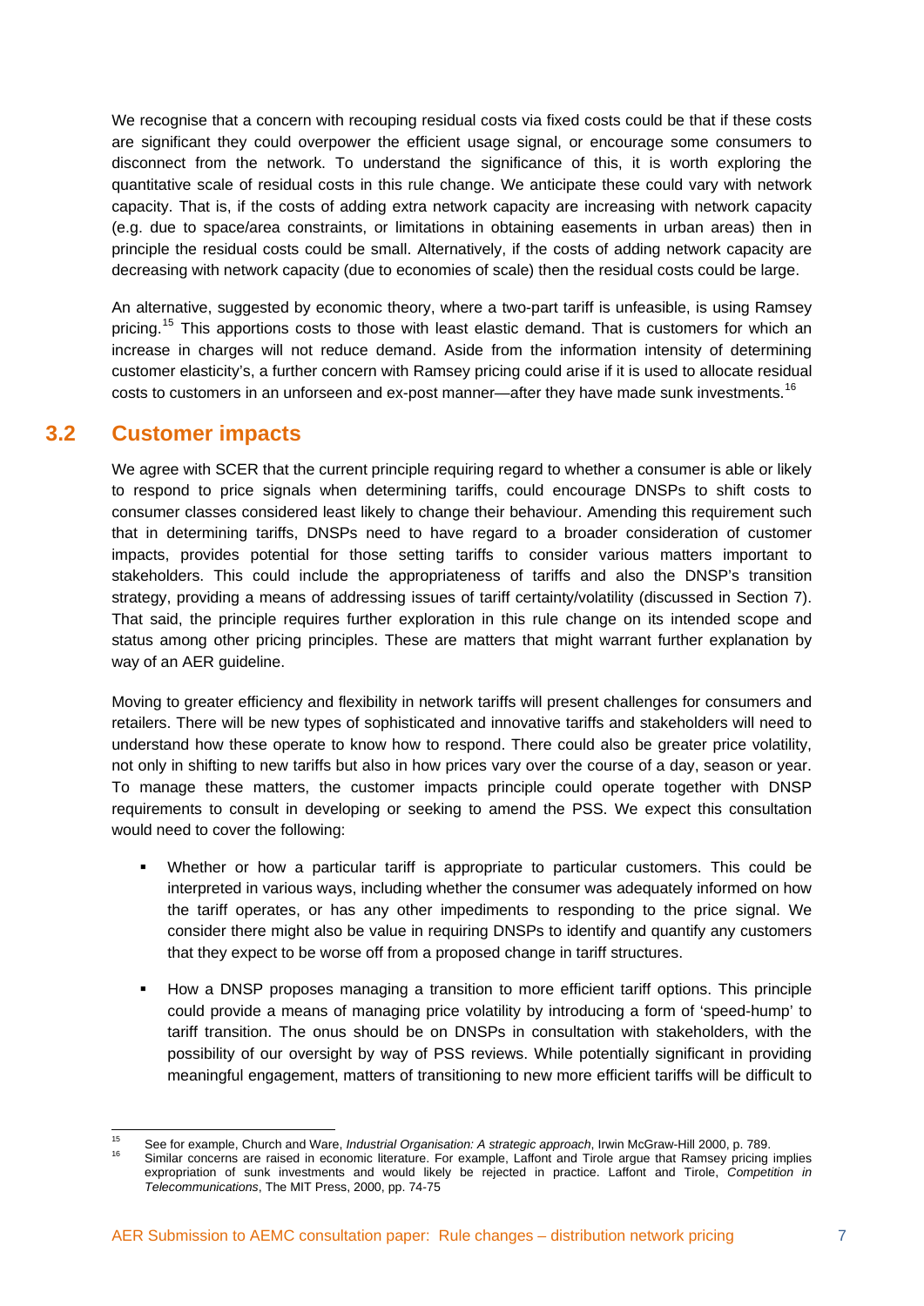We recognise that a concern with recouping residual costs via fixed costs could be that if these costs are significant they could overpower the efficient usage signal, or encourage some consumers to disconnect from the network. To understand the significance of this, it is worth exploring the quantitative scale of residual costs in this rule change. We anticipate these could vary with network capacity. That is, if the costs of adding extra network capacity are increasing with network capacity (e.g. due to space/area constraints, or limitations in obtaining easements in urban areas) then in principle the residual costs could be small. Alternatively, if the costs of adding network capacity are decreasing with network capacity (due to economies of scale) then the residual costs could be large.

An alternative, suggested by economic theory, where a two-part tariff is unfeasible, is using Ramsey pricing.[15] This apportions costs to those with least elastic demand. That is customers for which an increase in charges will not reduce demand. Aside from the information intensity of determining customer elasticity's, a further concern with Ramsey pricing could arise if it is used to allocate residual costs to customers in an unforseen and ex-post manner—after they have made sunk investments.[16]

## 3.2 Customer impacts

We agree with SCER that the current principle requiring regard to whether a consumer is able or likely to respond to price signals when determining tariffs, could encourage DNSPs to shift costs to consumer classes considered least likely to change their behaviour. Amending this requirement such that in determining tariffs, DNSPs need to have regard to a broader consideration of customer impacts, provides potential for those setting tariffs to consider various matters important to stakeholders. This could include the appropriateness of tariffs and also the DNSP's transition strategy, providing a means of addressing issues of tariff certainty/volatility (discussed in Section 7). That said, the principle requires further exploration in this rule change on its intended scope and status among other pricing principles. These are matters that might warrant further explanation by way of an AER guideline.

Moving to greater efficiency and flexibility in network tariffs will present challenges for consumers and retailers. There will be new types of sophisticated and innovative tariffs and stakeholders will need to understand how these operate to know how to respond. There could also be greater price volatility, not only in shifting to new tariffs but also in how prices vary over the course of a day, season or year. To manage these matters, the customer impacts principle could operate together with DNSP requirements to consult in developing or seeking to amend the PSS. We expect this consultation would need to cover the following:

- Whether or how a particular tariff is appropriate to particular customers. This could be interpreted in various ways, including whether the consumer was adequately informed on how the tariff operates, or has any other impediments to responding to the price signal. We consider there might also be value in requiring DNSPs to identify and quantify any customers that they expect to be worse off from a proposed change in tariff structures.

- How a DNSP proposes managing a transition to more efficient tariff options. This principle could provide a means of managing price volatility by introducing a form of 'speed-hump' to tariff transition. The onus should be on DNSPs in consultation with stakeholders, with the possibility of our oversight by way of PSS reviews. While potentially significant in providing meaningful engagement, matters of transitioning to new more efficient tariffs will be difficult to

---

[15] See for example, Church and Ware, *Industrial Organisation: A strategic approach*, Irwin McGraw-Hill 2000, p. 789.

[16] Similar concerns are raised in economic literature. For example, Laffont and Tirole argue that Ramsey pricing implies expropriation of sunk investments and would likely be rejected in practice. Laffont and Tirole, *Competition in Telecommunications*, The MIT Press, 2000, pp. 74-75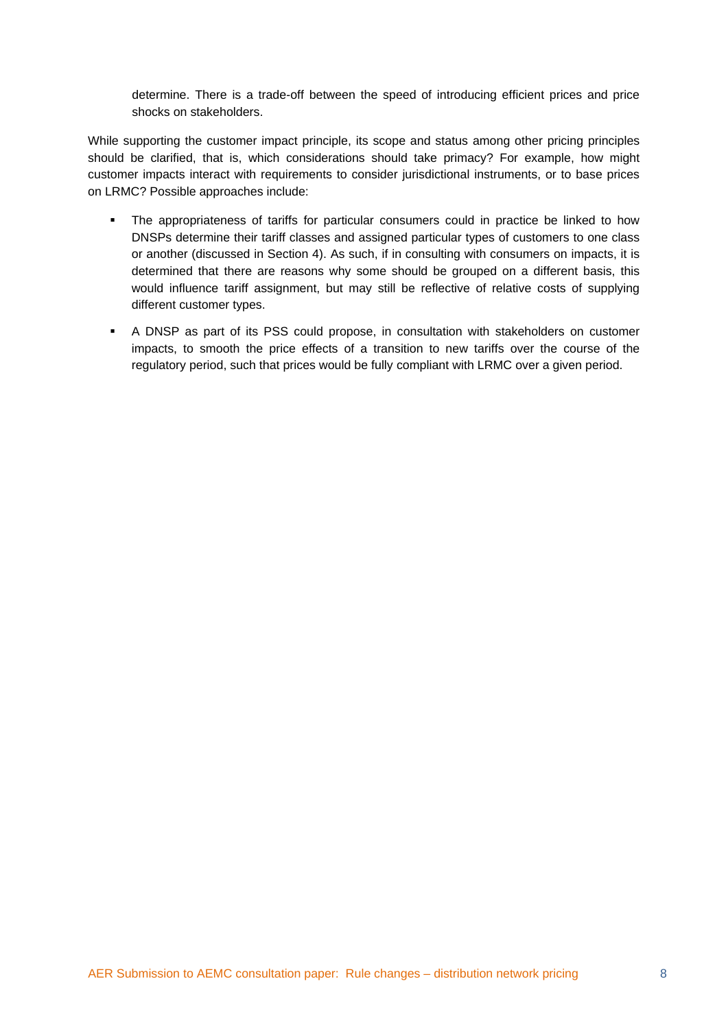determine. There is a trade-off between the speed of introducing efficient prices and price shocks on stakeholders.

While supporting the customer impact principle, its scope and status among other pricing principles should be clarified, that is, which considerations should take primacy? For example, how might customer impacts interact with requirements to consider jurisdictional instruments, or to base prices on LRMC? Possible approaches include:

- The appropriateness of tariffs for particular consumers could in practice be linked to how DNSPs determine their tariff classes and assigned particular types of customers to one class or another (discussed in Section 4). As such, if in consulting with consumers on impacts, it is determined that there are reasons why some should be grouped on a different basis, this would influence tariff assignment, but may still be reflective of relative costs of supplying different customer types.
- A DNSP as part of its PSS could propose, in consultation with stakeholders on customer impacts, to smooth the price effects of a transition to new tariffs over the course of the regulatory period, such that prices would be fully compliant with LRMC over a given period.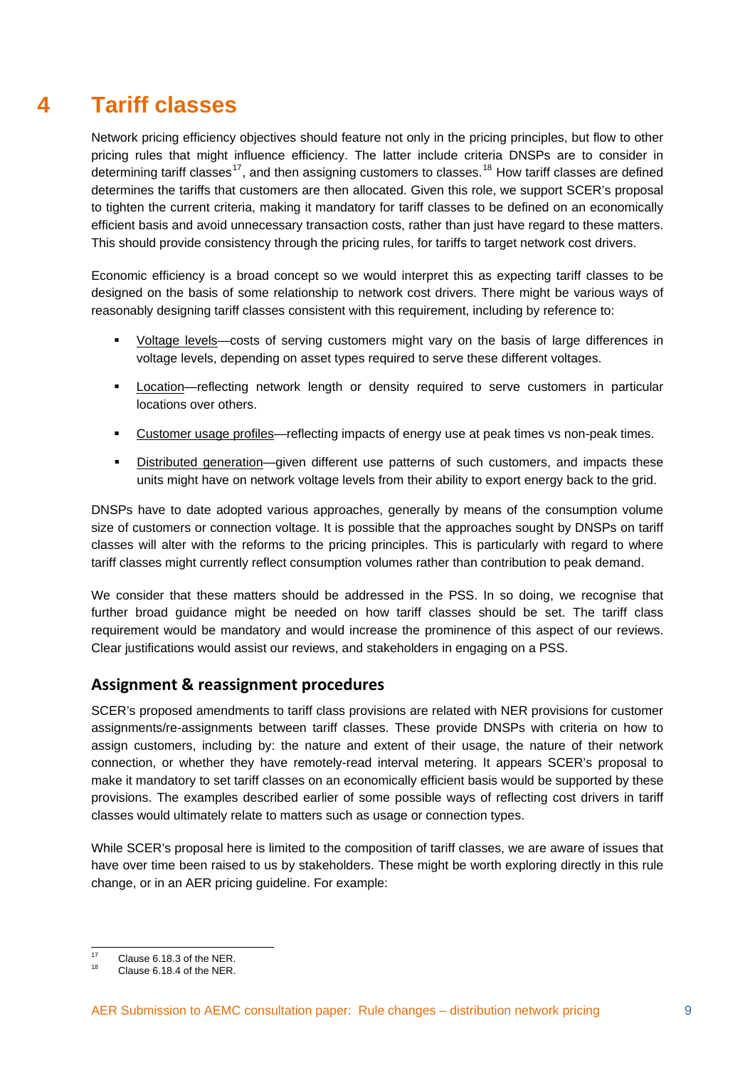# 4 Tariff classes

Network pricing efficiency objectives should feature not only in the pricing principles, but flow to other pricing rules that might influence efficiency. The latter include criteria DNSPs are to consider in determining tariff classes[17], and then assigning customers to classes.[18] How tariff classes are defined determines the tariffs that customers are then allocated. Given this role, we support SCER's proposal to tighten the current criteria, making it mandatory for tariff classes to be defined on an economically efficient basis and avoid unnecessary transaction costs, rather than just have regard to these matters. This should provide consistency through the pricing rules, for tariffs to target network cost drivers.

Economic efficiency is a broad concept so we would interpret this as expecting tariff classes to be designed on the basis of some relationship to network cost drivers. There might be various ways of reasonably designing tariff classes consistent with this requirement, including by reference to:

- Voltage levels—costs of serving customers might vary on the basis of large differences in voltage levels, depending on asset types required to serve these different voltages.
- Location—reflecting network length or density required to serve customers in particular locations over others.
- Customer usage profiles—reflecting impacts of energy use at peak times vs non-peak times.
- Distributed generation—given different use patterns of such customers, and impacts these units might have on network voltage levels from their ability to export energy back to the grid.

DNSPs have to date adopted various approaches, generally by means of the consumption volume size of customers or connection voltage. It is possible that the approaches sought by DNSPs on tariff classes will alter with the reforms to the pricing principles. This is particularly with regard to where tariff classes might currently reflect consumption volumes rather than contribution to peak demand.

We consider that these matters should be addressed in the PSS. In so doing, we recognise that further broad guidance might be needed on how tariff classes should be set. The tariff class requirement would be mandatory and would increase the prominence of this aspect of our reviews. Clear justifications would assist our reviews, and stakeholders in engaging on a PSS.

## Assignment & reassignment procedures

SCER's proposed amendments to tariff class provisions are related with NER provisions for customer assignments/re-assignments between tariff classes. These provide DNSPs with criteria on how to assign customers, including by: the nature and extent of their usage, the nature of their network connection, or whether they have remotely-read interval metering. It appears SCER's proposal to make it mandatory to set tariff classes on an economically efficient basis would be supported by these provisions. The examples described earlier of some possible ways of reflecting cost drivers in tariff classes would ultimately relate to matters such as usage or connection types.

While SCER's proposal here is limited to the composition of tariff classes, we are aware of issues that have over time been raised to us by stakeholders. These might be worth exploring directly in this rule change, or in an AER pricing guideline. For example:

[17] Clause 6.18.3 of the NER.

[18] Clause 6.18.4 of the NER.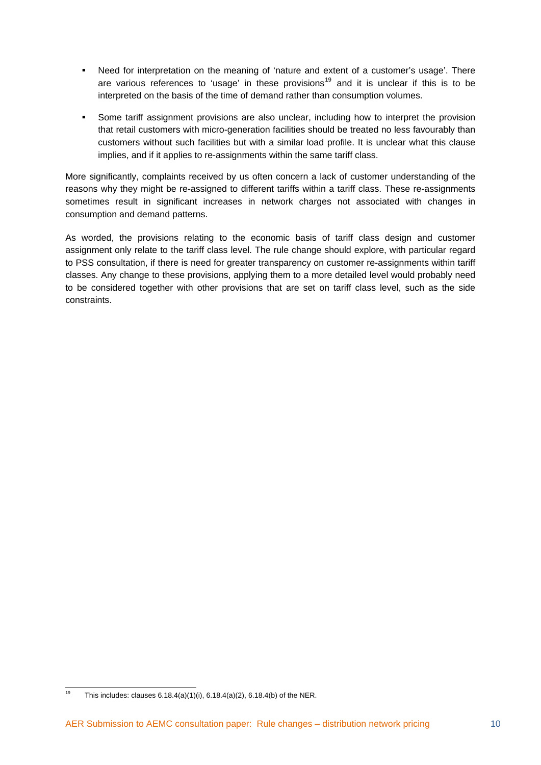- Need for interpretation on the meaning of 'nature and extent of a customer's usage'. There are various references to 'usage' in these provisions[19] and it is unclear if this is to be interpreted on the basis of the time of demand rather than consumption volumes.
- Some tariff assignment provisions are also unclear, including how to interpret the provision that retail customers with micro-generation facilities should be treated no less favourably than customers without such facilities but with a similar load profile. It is unclear what this clause implies, and if it applies to re-assignments within the same tariff class.

More significantly, complaints received by us often concern a lack of customer understanding of the reasons why they might be re-assigned to different tariffs within a tariff class. These re-assignments sometimes result in significant increases in network charges not associated with changes in consumption and demand patterns.

As worded, the provisions relating to the economic basis of tariff class design and customer assignment only relate to the tariff class level. The rule change should explore, with particular regard to PSS consultation, if there is need for greater transparency on customer re-assignments within tariff classes. Any change to these provisions, applying them to a more detailed level would probably need to be considered together with other provisions that are set on tariff class level, such as the side constraints.

[19] This includes: clauses 6.18.4(a)(1)(i), 6.18.4(a)(2), 6.18.4(b) of the NER.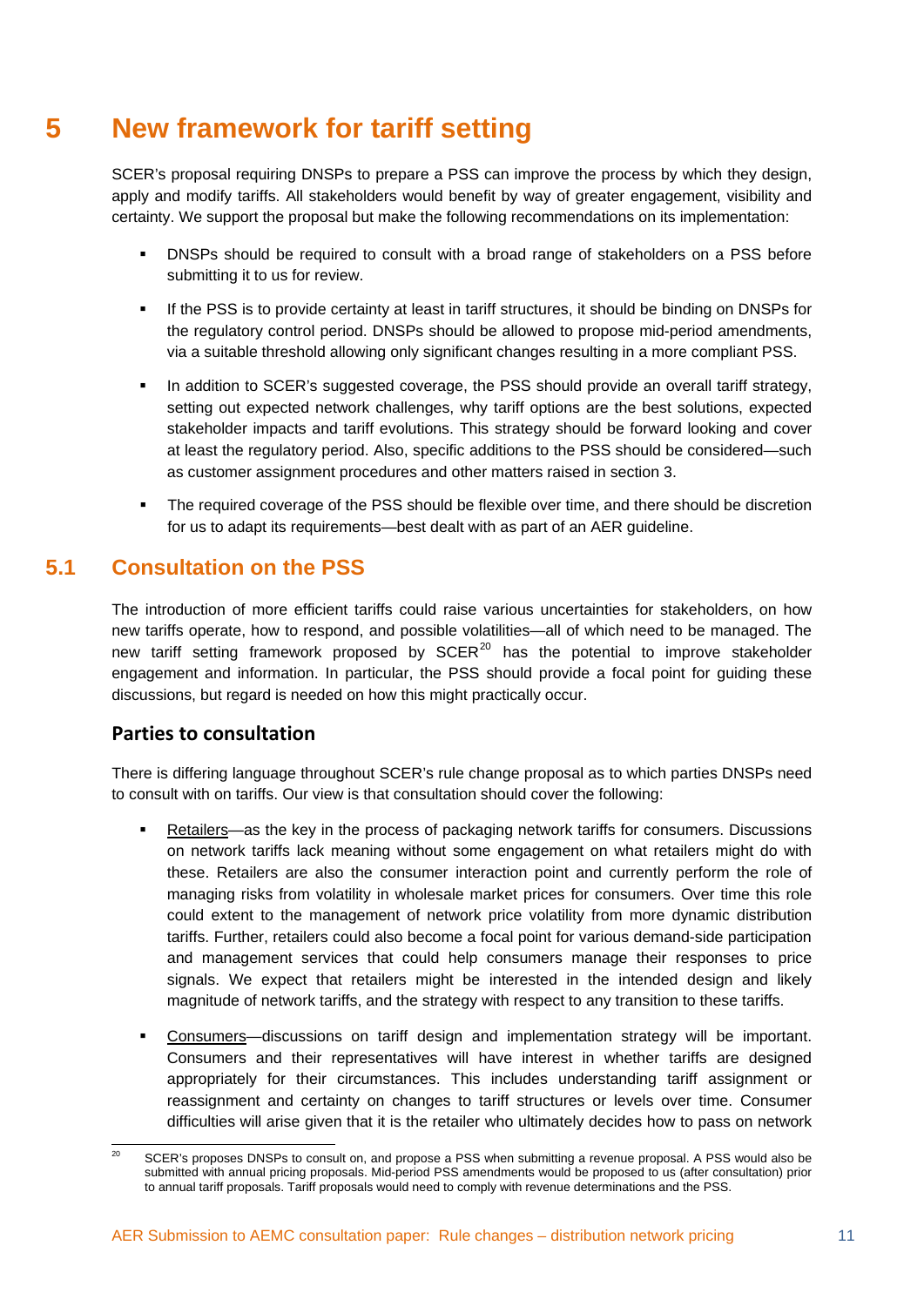# 5 New framework for tariff setting

SCER's proposal requiring DNSPs to prepare a PSS can improve the process by which they design, apply and modify tariffs. All stakeholders would benefit by way of greater engagement, visibility and certainty. We support the proposal but make the following recommendations on its implementation:

- DNSPs should be required to consult with a broad range of stakeholders on a PSS before submitting it to us for review.
- If the PSS is to provide certainty at least in tariff structures, it should be binding on DNSPs for the regulatory control period. DNSPs should be allowed to propose mid-period amendments, via a suitable threshold allowing only significant changes resulting in a more compliant PSS.
- In addition to SCER's suggested coverage, the PSS should provide an overall tariff strategy, setting out expected network challenges, why tariff options are the best solutions, expected stakeholder impacts and tariff evolutions. This strategy should be forward looking and cover at least the regulatory period. Also, specific additions to the PSS should be considered—such as customer assignment procedures and other matters raised in section 3.
- The required coverage of the PSS should be flexible over time, and there should be discretion for us to adapt its requirements—best dealt with as part of an AER guideline.

## 5.1 Consultation on the PSS

The introduction of more efficient tariffs could raise various uncertainties for stakeholders, on how new tariffs operate, how to respond, and possible volatilities—all of which need to be managed. The new tariff setting framework proposed by SCER[20] has the potential to improve stakeholder engagement and information. In particular, the PSS should provide a focal point for guiding these discussions, but regard is needed on how this might practically occur.

### Parties to consultation

There is differing language throughout SCER's rule change proposal as to which parties DNSPs need to consult with on tariffs. Our view is that consultation should cover the following:

- Retailers—as the key in the process of packaging network tariffs for consumers. Discussions on network tariffs lack meaning without some engagement on what retailers might do with these. Retailers are also the consumer interaction point and currently perform the role of managing risks from volatility in wholesale market prices for consumers. Over time this role could extent to the management of network price volatility from more dynamic distribution tariffs. Further, retailers could also become a focal point for various demand-side participation and management services that could help consumers manage their responses to price signals. We expect that retailers might be interested in the intended design and likely magnitude of network tariffs, and the strategy with respect to any transition to these tariffs.
- Consumers—discussions on tariff design and implementation strategy will be important. Consumers and their representatives will have interest in whether tariffs are designed appropriately for their circumstances. This includes understanding tariff assignment or reassignment and certainty on changes to tariff structures or levels over time. Consumer difficulties will arise given that it is the retailer who ultimately decides how to pass on network

[20] SCER's proposes DNSPs to consult on, and propose a PSS when submitting a revenue proposal. A PSS would also be submitted with annual pricing proposals. Mid-period PSS amendments would be proposed to us (after consultation) prior to annual tariff proposals. Tariff proposals would need to comply with revenue determinations and the PSS.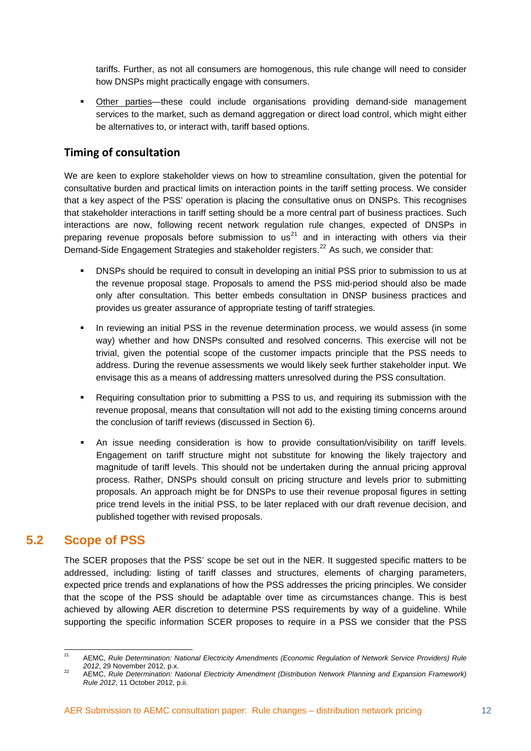tariffs. Further, as not all consumers are homogenous, this rule change will need to consider how DNSPs might practically engage with consumers.

- Other parties—these could include organisations providing demand-side management services to the market, such as demand aggregation or direct load control, which might either be alternatives to, or interact with, tariff based options.

### Timing of consultation

We are keen to explore stakeholder views on how to streamline consultation, given the potential for consultative burden and practical limits on interaction points in the tariff setting process. We consider that a key aspect of the PSS' operation is placing the consultative onus on DNSPs. This recognises that stakeholder interactions in tariff setting should be a more central part of business practices. Such interactions are now, following recent network regulation rule changes, expected of DNSPs in preparing revenue proposals before submission to us[21] and in interacting with others via their Demand-Side Engagement Strategies and stakeholder registers.[22] As such, we consider that:

- DNSPs should be required to consult in developing an initial PSS prior to submission to us at the revenue proposal stage. Proposals to amend the PSS mid-period should also be made only after consultation. This better embeds consultation in DNSP business practices and provides us greater assurance of appropriate testing of tariff strategies.
- In reviewing an initial PSS in the revenue determination process, we would assess (in some way) whether and how DNSPs consulted and resolved concerns. This exercise will not be trivial, given the potential scope of the customer impacts principle that the PSS needs to address. During the revenue assessments we would likely seek further stakeholder input. We envisage this as a means of addressing matters unresolved during the PSS consultation.
- Requiring consultation prior to submitting a PSS to us, and requiring its submission with the revenue proposal, means that consultation will not add to the existing timing concerns around the conclusion of tariff reviews (discussed in Section 6).
- An issue needing consideration is how to provide consultation/visibility on tariff levels. Engagement on tariff structure might not substitute for knowing the likely trajectory and magnitude of tariff levels. This should not be undertaken during the annual pricing approval process. Rather, DNSPs should consult on pricing structure and levels prior to submitting proposals. An approach might be for DNSPs to use their revenue proposal figures in setting price trend levels in the initial PSS, to be later replaced with our draft revenue decision, and published together with revised proposals.

## 5.2 Scope of PSS

The SCER proposes that the PSS' scope be set out in the NER. It suggested specific matters to be addressed, including: listing of tariff classes and structures, elements of charging parameters, expected price trends and explanations of how the PSS addresses the pricing principles. We consider that the scope of the PSS should be adaptable over time as circumstances change. This is best achieved by allowing AER discretion to determine PSS requirements by way of a guideline. While supporting the specific information SCER proposes to require in a PSS we consider that the PSS

---

[21] AEMC, *Rule Determination: National Electricity Amendments (Economic Regulation of Network Service Providers) Rule 2012*, 29 November 2012, p.x.

[22] AEMC, *Rule Determination: National Electricity Amendment (Distribution Network Planning and Expansion Framework) Rule 2012*, 11 October 2012, p.ii.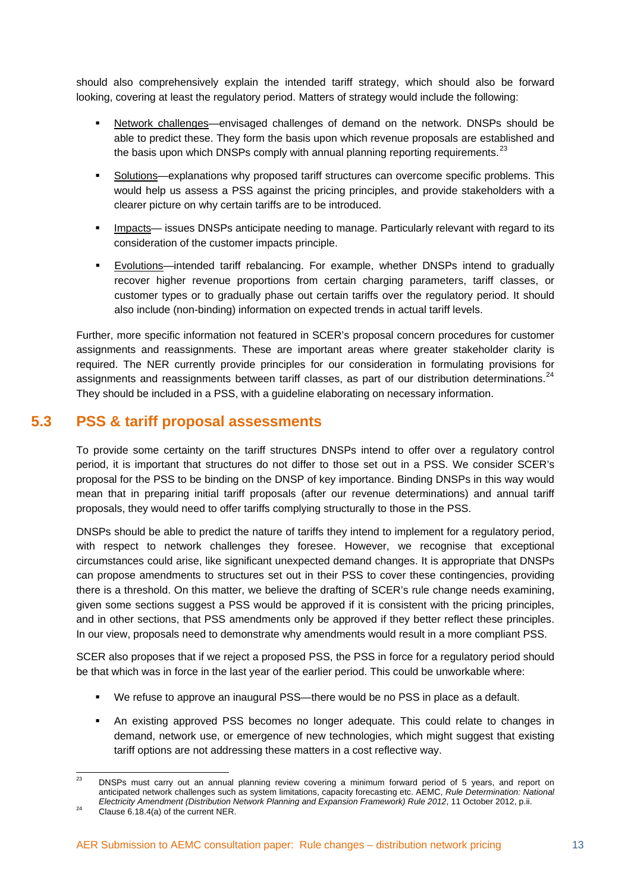should also comprehensively explain the intended tariff strategy, which should also be forward looking, covering at least the regulatory period. Matters of strategy would include the following:

- Network challenges—envisaged challenges of demand on the network. DNSPs should be able to predict these. They form the basis upon which revenue proposals are established and the basis upon which DNSPs comply with annual planning reporting requirements.[23]
- Solutions—explanations why proposed tariff structures can overcome specific problems. This would help us assess a PSS against the pricing principles, and provide stakeholders with a clearer picture on why certain tariffs are to be introduced.
- Impacts— issues DNSPs anticipate needing to manage. Particularly relevant with regard to its consideration of the customer impacts principle.
- Evolutions—intended tariff rebalancing. For example, whether DNSPs intend to gradually recover higher revenue proportions from certain charging parameters, tariff classes, or customer types or to gradually phase out certain tariffs over the regulatory period. It should also include (non-binding) information on expected trends in actual tariff levels.

Further, more specific information not featured in SCER's proposal concern procedures for customer assignments and reassignments. These are important areas where greater stakeholder clarity is required. The NER currently provide principles for our consideration in formulating provisions for assignments and reassignments between tariff classes, as part of our distribution determinations.[24] They should be included in a PSS, with a guideline elaborating on necessary information.

## 5.3 PSS & tariff proposal assessments

To provide some certainty on the tariff structures DNSPs intend to offer over a regulatory control period, it is important that structures do not differ to those set out in a PSS. We consider SCER's proposal for the PSS to be binding on the DNSP of key importance. Binding DNSPs in this way would mean that in preparing initial tariff proposals (after our revenue determinations) and annual tariff proposals, they would need to offer tariffs complying structurally to those in the PSS.

DNSPs should be able to predict the nature of tariffs they intend to implement for a regulatory period, with respect to network challenges they foresee. However, we recognise that exceptional circumstances could arise, like significant unexpected demand changes. It is appropriate that DNSPs can propose amendments to structures set out in their PSS to cover these contingencies, providing there is a threshold. On this matter, we believe the drafting of SCER's rule change needs examining, given some sections suggest a PSS would be approved if it is consistent with the pricing principles, and in other sections, that PSS amendments only be approved if they better reflect these principles. In our view, proposals need to demonstrate why amendments would result in a more compliant PSS.

SCER also proposes that if we reject a proposed PSS, the PSS in force for a regulatory period should be that which was in force in the last year of the earlier period. This could be unworkable where:

- We refuse to approve an inaugural PSS—there would be no PSS in place as a default.
- An existing approved PSS becomes no longer adequate. This could relate to changes in demand, network use, or emergence of new technologies, which might suggest that existing tariff options are not addressing these matters in a cost reflective way.

---

[23] DNSPs must carry out an annual planning review covering a minimum forward period of 5 years, and report on anticipated network challenges such as system limitations, capacity forecasting etc. AEMC, *Rule Determination: National Electricity Amendment (Distribution Network Planning and Expansion Framework) Rule 2012*, 11 October 2012, p.ii.

[24] Clause 6.18.4(a) of the current NER.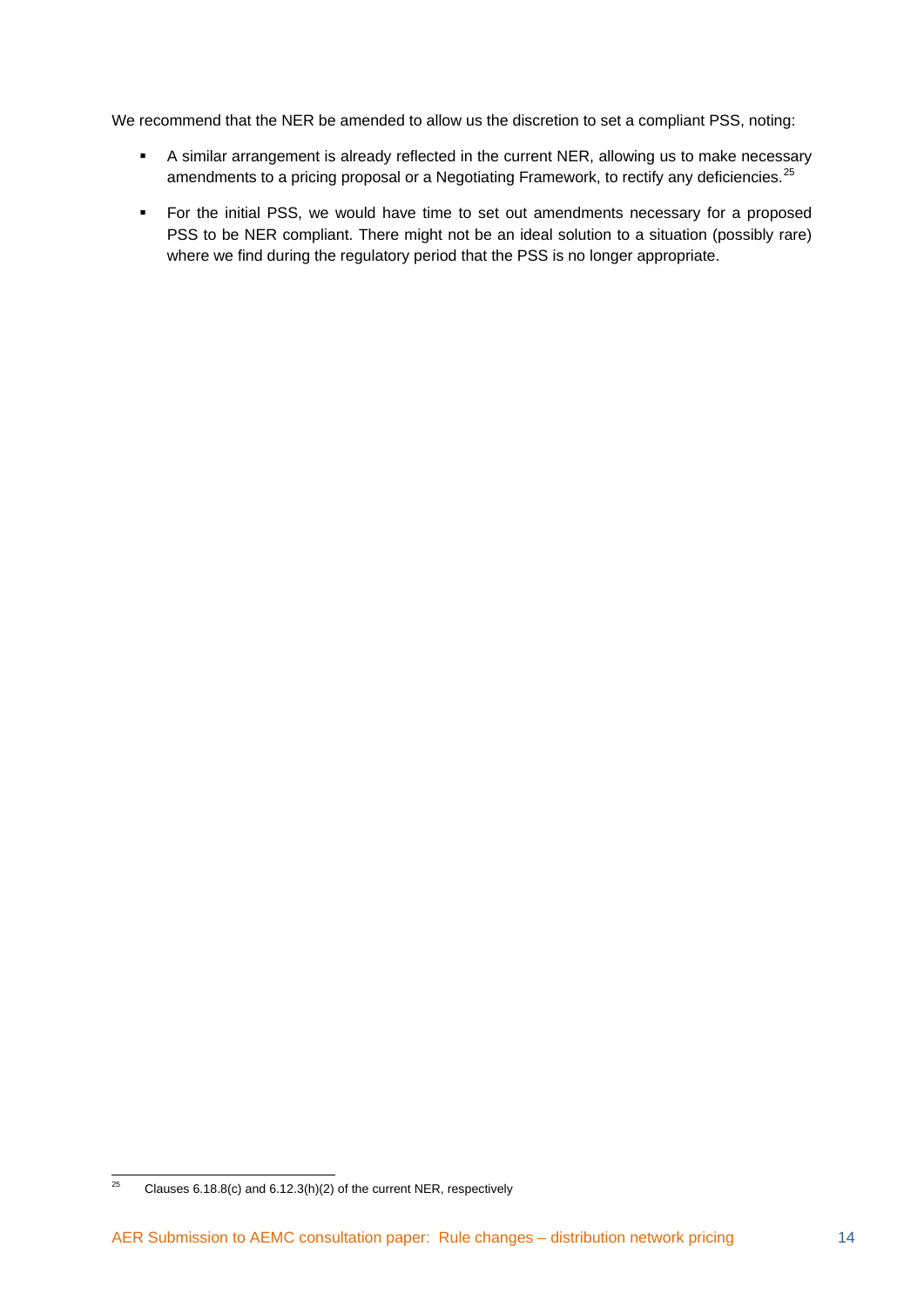We recommend that the NER be amended to allow us the discretion to set a compliant PSS, noting:

- A similar arrangement is already reflected in the current NER, allowing us to make necessary amendments to a pricing proposal or a Negotiating Framework, to rectify any deficiencies.[25]
- For the initial PSS, we would have time to set out amendments necessary for a proposed PSS to be NER compliant. There might not be an ideal solution to a situation (possibly rare) where we find during the regulatory period that the PSS is no longer appropriate.

[25] Clauses 6.18.8(c) and 6.12.3(h)(2) of the current NER, respectively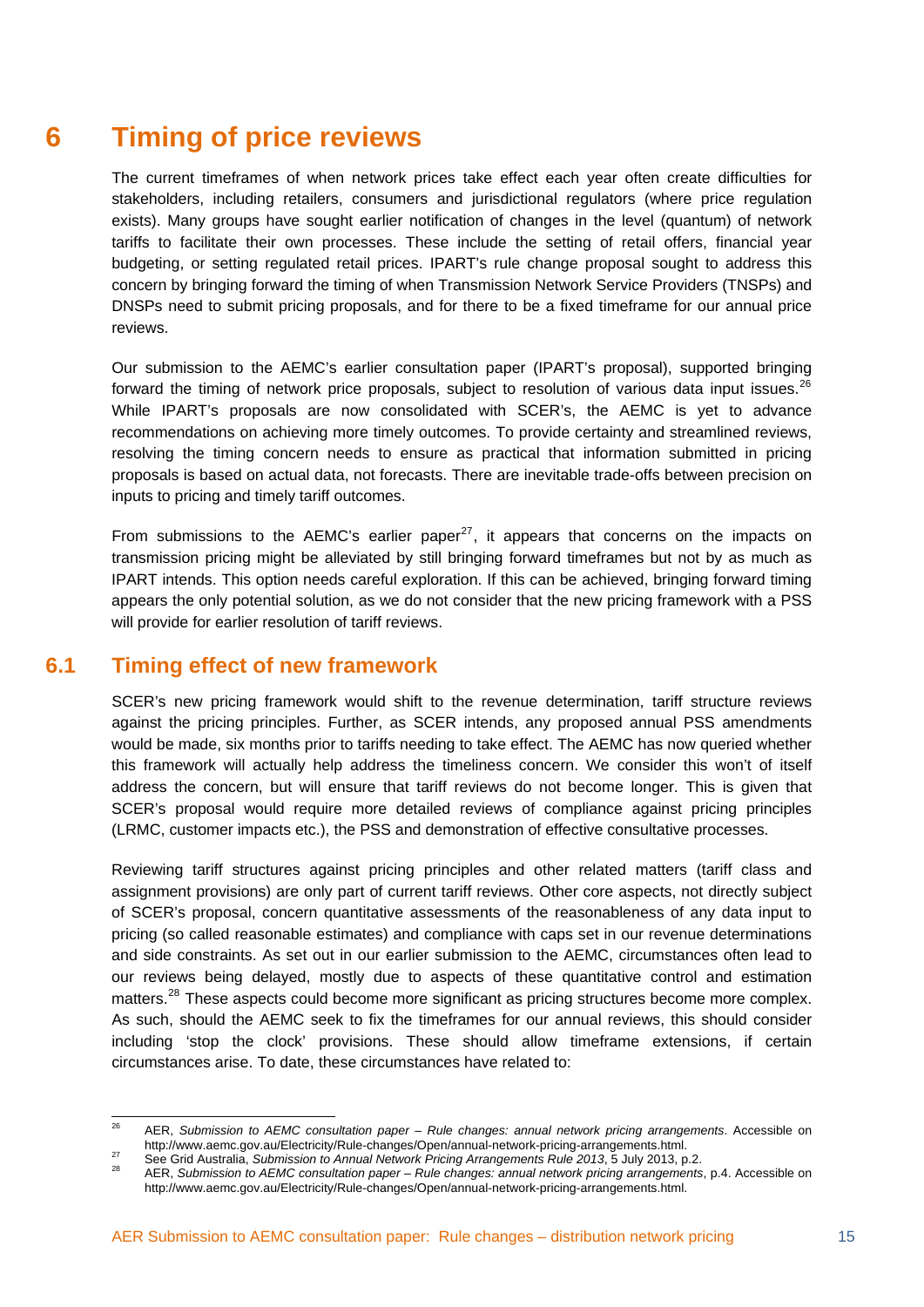# 6 Timing of price reviews

The current timeframes of when network prices take effect each year often create difficulties for stakeholders, including retailers, consumers and jurisdictional regulators (where price regulation exists). Many groups have sought earlier notification of changes in the level (quantum) of network tariffs to facilitate their own processes. These include the setting of retail offers, financial year budgeting, or setting regulated retail prices. IPART's rule change proposal sought to address this concern by bringing forward the timing of when Transmission Network Service Providers (TNSPs) and DNSPs need to submit pricing proposals, and for there to be a fixed timeframe for our annual price reviews.

Our submission to the AEMC's earlier consultation paper (IPART's proposal), supported bringing forward the timing of network price proposals, subject to resolution of various data input issues.[26] While IPART's proposals are now consolidated with SCER's, the AEMC is yet to advance recommendations on achieving more timely outcomes. To provide certainty and streamlined reviews, resolving the timing concern needs to ensure as practical that information submitted in pricing proposals is based on actual data, not forecasts. There are inevitable trade-offs between precision on inputs to pricing and timely tariff outcomes.

From submissions to the AEMC's earlier paper[27], it appears that concerns on the impacts on transmission pricing might be alleviated by still bringing forward timeframes but not by as much as IPART intends. This option needs careful exploration. If this can be achieved, bringing forward timing appears the only potential solution, as we do not consider that the new pricing framework with a PSS will provide for earlier resolution of tariff reviews.

## 6.1 Timing effect of new framework

SCER's new pricing framework would shift to the revenue determination, tariff structure reviews against the pricing principles. Further, as SCER intends, any proposed annual PSS amendments would be made, six months prior to tariffs needing to take effect. The AEMC has now queried whether this framework will actually help address the timeliness concern. We consider this won't of itself address the concern, but will ensure that tariff reviews do not become longer. This is given that SCER's proposal would require more detailed reviews of compliance against pricing principles (LRMC, customer impacts etc.), the PSS and demonstration of effective consultative processes.

Reviewing tariff structures against pricing principles and other related matters (tariff class and assignment provisions) are only part of current tariff reviews. Other core aspects, not directly subject of SCER's proposal, concern quantitative assessments of the reasonableness of any data input to pricing (so called reasonable estimates) and compliance with caps set in our revenue determinations and side constraints. As set out in our earlier submission to the AEMC, circumstances often lead to our reviews being delayed, mostly due to aspects of these quantitative control and estimation matters.[28] These aspects could become more significant as pricing structures become more complex. As such, should the AEMC seek to fix the timeframes for our annual reviews, this should consider including 'stop the clock' provisions. These should allow timeframe extensions, if certain circumstances arise. To date, these circumstances have related to:

---

[26] AER, *Submission to AEMC consultation paper – Rule changes: annual network pricing arrangements*. Accessible on http://www.aemc.gov.au/Electricity/Rule-changes/Open/annual-network-pricing-arrangements.html.

[27] See Grid Australia, *Submission to Annual Network Pricing Arrangements Rule 2013*, 5 July 2013, p.2.

[28] AER, *Submission to AEMC consultation paper – Rule changes: annual network pricing arrangements*, p.4. Accessible on http://www.aemc.gov.au/Electricity/Rule-changes/Open/annual-network-pricing-arrangements.html.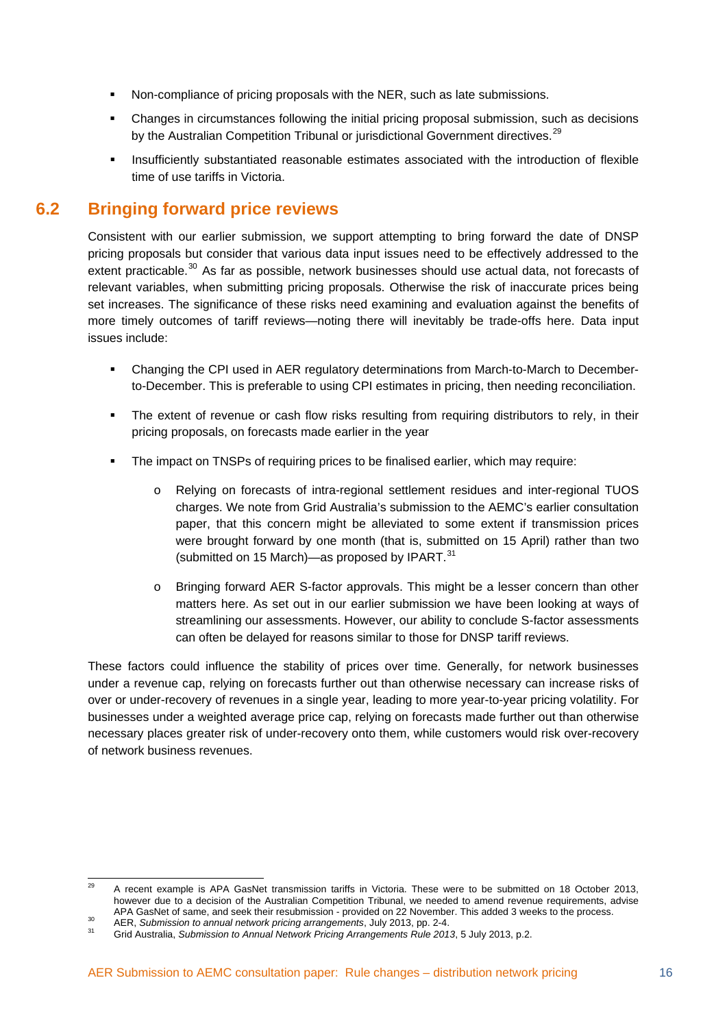- Non-compliance of pricing proposals with the NER, such as late submissions.
- Changes in circumstances following the initial pricing proposal submission, such as decisions by the Australian Competition Tribunal or jurisdictional Government directives.[29]
- Insufficiently substantiated reasonable estimates associated with the introduction of flexible time of use tariffs in Victoria.

## 6.2 Bringing forward price reviews

Consistent with our earlier submission, we support attempting to bring forward the date of DNSP pricing proposals but consider that various data input issues need to be effectively addressed to the extent practicable.[30] As far as possible, network businesses should use actual data, not forecasts of relevant variables, when submitting pricing proposals. Otherwise the risk of inaccurate prices being set increases. The significance of these risks need examining and evaluation against the benefits of more timely outcomes of tariff reviews—noting there will inevitably be trade-offs here. Data input issues include:

- Changing the CPI used in AER regulatory determinations from March-to-March to December-to-December. This is preferable to using CPI estimates in pricing, then needing reconciliation.
- The extent of revenue or cash flow risks resulting from requiring distributors to rely, in their pricing proposals, on forecasts made earlier in the year
- The impact on TNSPs of requiring prices to be finalised earlier, which may require:
  - Relying on forecasts of intra-regional settlement residues and inter-regional TUOS charges. We note from Grid Australia's submission to the AEMC's earlier consultation paper, that this concern might be alleviated to some extent if transmission prices were brought forward by one month (that is, submitted on 15 April) rather than two (submitted on 15 March)—as proposed by IPART.[31]
  - Bringing forward AER S-factor approvals. This might be a lesser concern than other matters here. As set out in our earlier submission we have been looking at ways of streamlining our assessments. However, our ability to conclude S-factor assessments can often be delayed for reasons similar to those for DNSP tariff reviews.

These factors could influence the stability of prices over time. Generally, for network businesses under a revenue cap, relying on forecasts further out than otherwise necessary can increase risks of over or under-recovery of revenues in a single year, leading to more year-to-year pricing volatility. For businesses under a weighted average price cap, relying on forecasts made further out than otherwise necessary places greater risk of under-recovery onto them, while customers would risk over-recovery of network business revenues.

---

[29] A recent example is APA GasNet transmission tariffs in Victoria. These were to be submitted on 18 October 2013, however due to a decision of the Australian Competition Tribunal, we needed to amend revenue requirements, advise APA GasNet of same, and seek their resubmission - provided on 22 November. This added 3 weeks to the process.

[30] AER, *Submission to annual network pricing arrangements*, July 2013, pp. 2-4.

[31] Grid Australia, *Submission to Annual Network Pricing Arrangements Rule 2013*, 5 July 2013, p.2.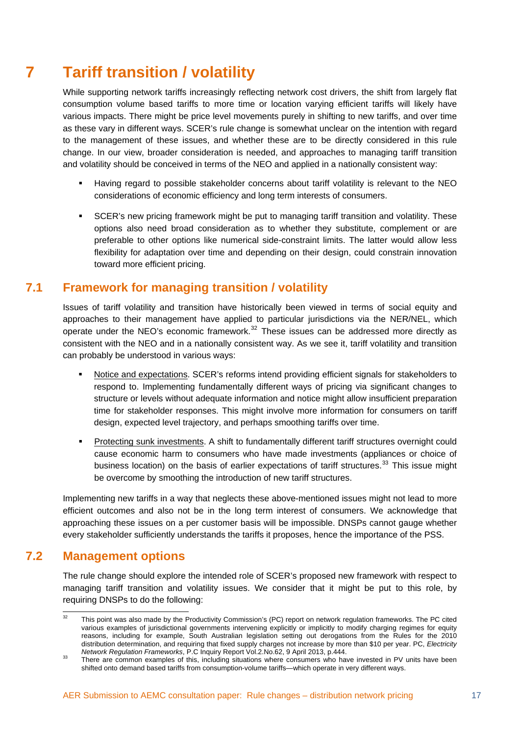# 7 Tariff transition / volatility

While supporting network tariffs increasingly reflecting network cost drivers, the shift from largely flat consumption volume based tariffs to more time or location varying efficient tariffs will likely have various impacts. There might be price level movements purely in shifting to new tariffs, and over time as these vary in different ways. SCER's rule change is somewhat unclear on the intention with regard to the management of these issues, and whether these are to be directly considered in this rule change. In our view, broader consideration is needed, and approaches to managing tariff transition and volatility should be conceived in terms of the NEO and applied in a nationally consistent way:

- Having regard to possible stakeholder concerns about tariff volatility is relevant to the NEO considerations of economic efficiency and long term interests of consumers.
- SCER's new pricing framework might be put to managing tariff transition and volatility. These options also need broad consideration as to whether they substitute, complement or are preferable to other options like numerical side-constraint limits. The latter would allow less flexibility for adaptation over time and depending on their design, could constrain innovation toward more efficient pricing.

## 7.1 Framework for managing transition / volatility

Issues of tariff volatility and transition have historically been viewed in terms of social equity and approaches to their management have applied to particular jurisdictions via the NER/NEL, which operate under the NEO's economic framework.[32] These issues can be addressed more directly as consistent with the NEO and in a nationally consistent way. As we see it, tariff volatility and transition can probably be understood in various ways:

- Notice and expectations. SCER's reforms intend providing efficient signals for stakeholders to respond to. Implementing fundamentally different ways of pricing via significant changes to structure or levels without adequate information and notice might allow insufficient preparation time for stakeholder responses. This might involve more information for consumers on tariff design, expected level trajectory, and perhaps smoothing tariffs over time.
- Protecting sunk investments. A shift to fundamentally different tariff structures overnight could cause economic harm to consumers who have made investments (appliances or choice of business location) on the basis of earlier expectations of tariff structures.[33] This issue might be overcome by smoothing the introduction of new tariff structures.

Implementing new tariffs in a way that neglects these above-mentioned issues might not lead to more efficient outcomes and also not be in the long term interest of consumers. We acknowledge that approaching these issues on a per customer basis will be impossible. DNSPs cannot gauge whether every stakeholder sufficiently understands the tariffs it proposes, hence the importance of the PSS.

## 7.2 Management options

The rule change should explore the intended role of SCER's proposed new framework with respect to managing tariff transition and volatility issues. We consider that it might be put to this role, by requiring DNSPs to do the following:

---

[32] This point was also made by the Productivity Commission's (PC) report on network regulation frameworks. The PC cited various examples of jurisdictional governments intervening explicitly or implicitly to modify charging regimes for equity reasons, including for example, South Australian legislation setting out derogations from the Rules for the 2010 distribution determination, and requiring that fixed supply charges not increase by more than $10 per year. PC, *Electricity Network Regulation Frameworks*, P.C Inquiry Report Vol.2.No.62, 9 April 2013, p.444.

[33] There are common examples of this, including situations where consumers who have invested in PV units have been shifted onto demand based tariffs from consumption-volume tariffs—which operate in very different ways.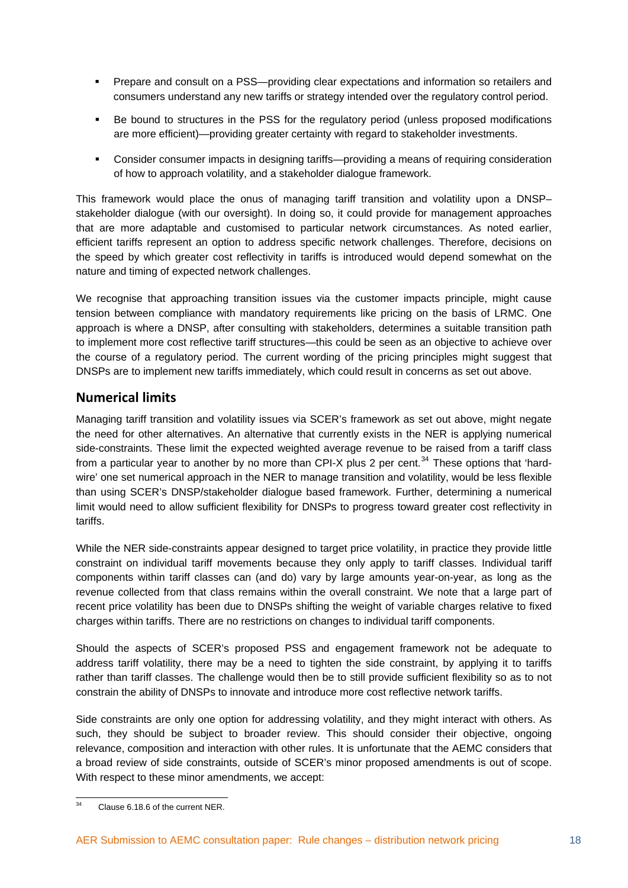- Prepare and consult on a PSS—providing clear expectations and information so retailers and consumers understand any new tariffs or strategy intended over the regulatory control period.
- Be bound to structures in the PSS for the regulatory period (unless proposed modifications are more efficient)—providing greater certainty with regard to stakeholder investments.
- Consider consumer impacts in designing tariffs—providing a means of requiring consideration of how to approach volatility, and a stakeholder dialogue framework.

This framework would place the onus of managing tariff transition and volatility upon a DNSP–stakeholder dialogue (with our oversight). In doing so, it could provide for management approaches that are more adaptable and customised to particular network circumstances. As noted earlier, efficient tariffs represent an option to address specific network challenges. Therefore, decisions on the speed by which greater cost reflectivity in tariffs is introduced would depend somewhat on the nature and timing of expected network challenges.

We recognise that approaching transition issues via the customer impacts principle, might cause tension between compliance with mandatory requirements like pricing on the basis of LRMC. One approach is where a DNSP, after consulting with stakeholders, determines a suitable transition path to implement more cost reflective tariff structures—this could be seen as an objective to achieve over the course of a regulatory period. The current wording of the pricing principles might suggest that DNSPs are to implement new tariffs immediately, which could result in concerns as set out above.

## Numerical limits

Managing tariff transition and volatility issues via SCER's framework as set out above, might negate the need for other alternatives. An alternative that currently exists in the NER is applying numerical side-constraints. These limit the expected weighted average revenue to be raised from a tariff class from a particular year to another by no more than CPI-X plus 2 per cent.[34] These options that 'hard-wire' one set numerical approach in the NER to manage transition and volatility, would be less flexible than using SCER's DNSP/stakeholder dialogue based framework. Further, determining a numerical limit would need to allow sufficient flexibility for DNSPs to progress toward greater cost reflectivity in tariffs.

While the NER side-constraints appear designed to target price volatility, in practice they provide little constraint on individual tariff movements because they only apply to tariff classes. Individual tariff components within tariff classes can (and do) vary by large amounts year-on-year, as long as the revenue collected from that class remains within the overall constraint. We note that a large part of recent price volatility has been due to DNSPs shifting the weight of variable charges relative to fixed charges within tariffs. There are no restrictions on changes to individual tariff components.

Should the aspects of SCER's proposed PSS and engagement framework not be adequate to address tariff volatility, there may be a need to tighten the side constraint, by applying it to tariffs rather than tariff classes. The challenge would then be to still provide sufficient flexibility so as to not constrain the ability of DNSPs to innovate and introduce more cost reflective network tariffs.

Side constraints are only one option for addressing volatility, and they might interact with others. As such, they should be subject to broader review. This should consider their objective, ongoing relevance, composition and interaction with other rules. It is unfortunate that the AEMC considers that a broad review of side constraints, outside of SCER's minor proposed amendments is out of scope. With respect to these minor amendments, we accept:

[34] Clause 6.18.6 of the current NER.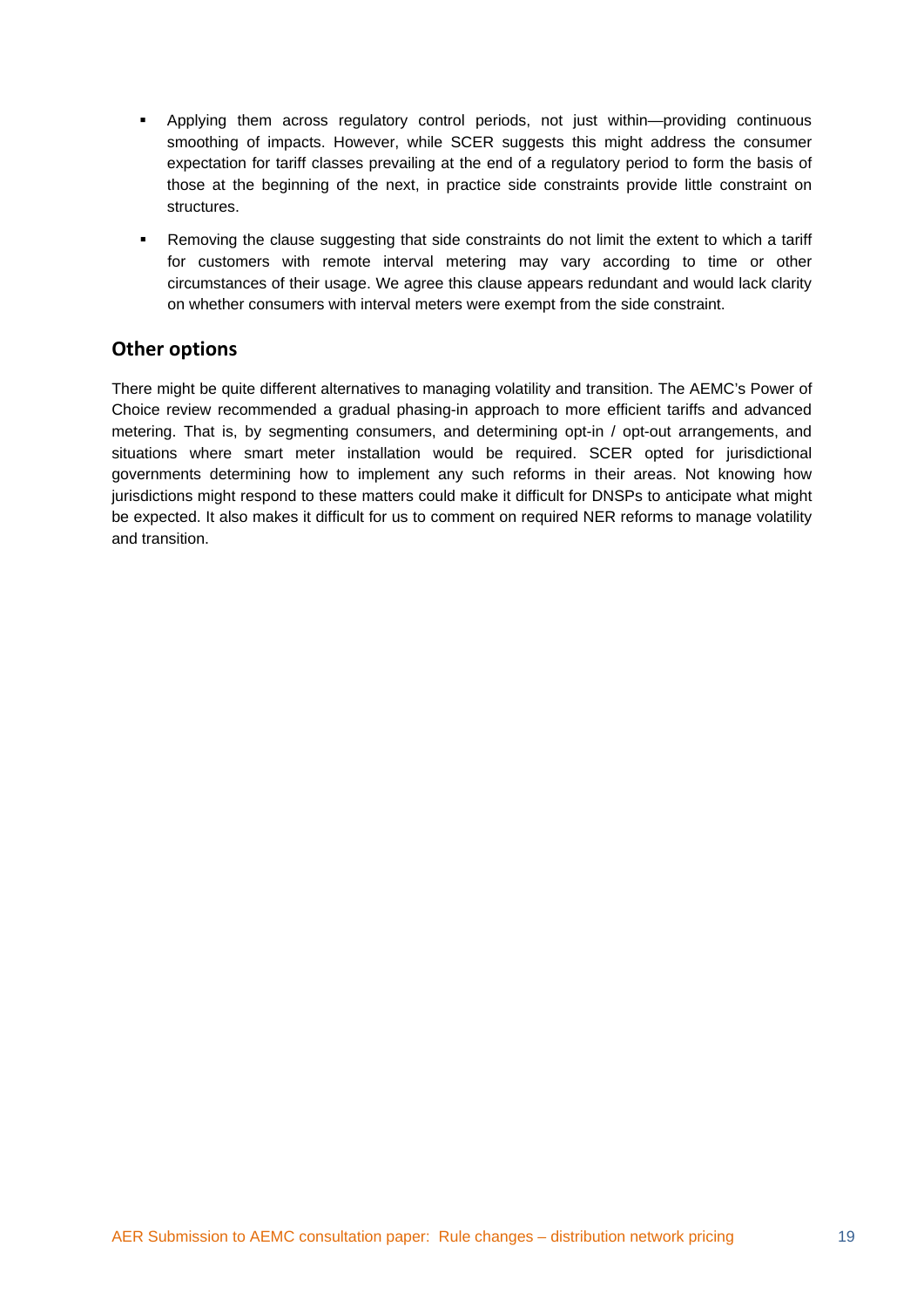- Applying them across regulatory control periods, not just within—providing continuous smoothing of impacts. However, while SCER suggests this might address the consumer expectation for tariff classes prevailing at the end of a regulatory period to form the basis of those at the beginning of the next, in practice side constraints provide little constraint on structures.
- Removing the clause suggesting that side constraints do not limit the extent to which a tariff for customers with remote interval metering may vary according to time or other circumstances of their usage. We agree this clause appears redundant and would lack clarity on whether consumers with interval meters were exempt from the side constraint.

## Other options

There might be quite different alternatives to managing volatility and transition. The AEMC's Power of Choice review recommended a gradual phasing-in approach to more efficient tariffs and advanced metering. That is, by segmenting consumers, and determining opt-in / opt-out arrangements, and situations where smart meter installation would be required. SCER opted for jurisdictional governments determining how to implement any such reforms in their areas. Not knowing how jurisdictions might respond to these matters could make it difficult for DNSPs to anticipate what might be expected. It also makes it difficult for us to comment on required NER reforms to manage volatility and transition.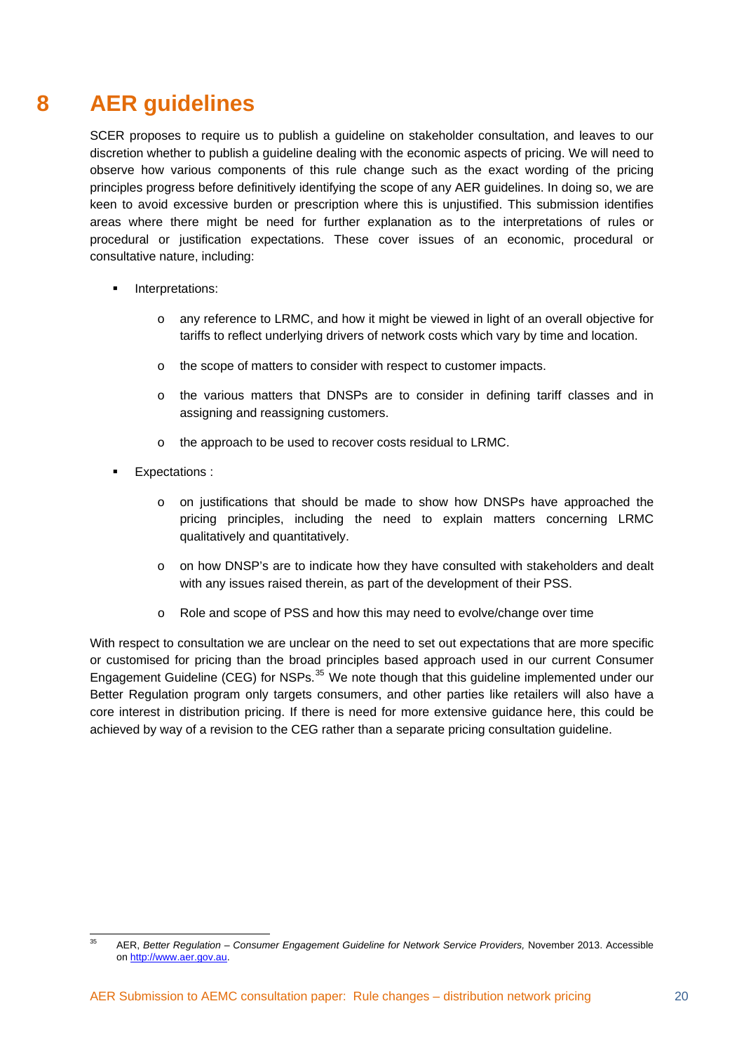# 8 AER guidelines

SCER proposes to require us to publish a guideline on stakeholder consultation, and leaves to our discretion whether to publish a guideline dealing with the economic aspects of pricing. We will need to observe how various components of this rule change such as the exact wording of the pricing principles progress before definitively identifying the scope of any AER guidelines. In doing so, we are keen to avoid excessive burden or prescription where this is unjustified. This submission identifies areas where there might be need for further explanation as to the interpretations of rules or procedural or justification expectations. These cover issues of an economic, procedural or consultative nature, including:

- Interpretations:
  - any reference to LRMC, and how it might be viewed in light of an overall objective for tariffs to reflect underlying drivers of network costs which vary by time and location.
  - the scope of matters to consider with respect to customer impacts.
  - the various matters that DNSPs are to consider in defining tariff classes and in assigning and reassigning customers.
  - the approach to be used to recover costs residual to LRMC.
- Expectations :
  - on justifications that should be made to show how DNSPs have approached the pricing principles, including the need to explain matters concerning LRMC qualitatively and quantitatively.
  - on how DNSP's are to indicate how they have consulted with stakeholders and dealt with any issues raised therein, as part of the development of their PSS.
  - Role and scope of PSS and how this may need to evolve/change over time

With respect to consultation we are unclear on the need to set out expectations that are more specific or customised for pricing than the broad principles based approach used in our current Consumer Engagement Guideline (CEG) for NSPs.[35] We note though that this guideline implemented under our Better Regulation program only targets consumers, and other parties like retailers will also have a core interest in distribution pricing. If there is need for more extensive guidance here, this could be achieved by way of a revision to the CEG rather than a separate pricing consultation guideline.

[35] AER, *Better Regulation – Consumer Engagement Guideline for Network Service Providers,* November 2013. Accessible on http://www.aer.gov.au.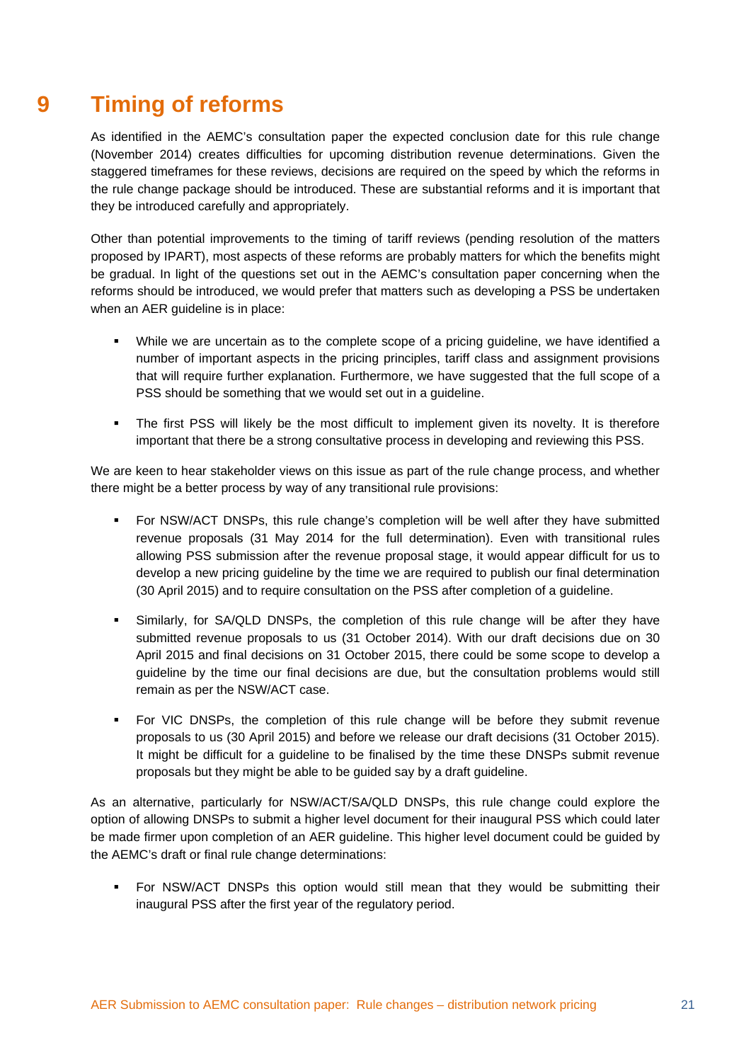# 9 Timing of reforms

As identified in the AEMC's consultation paper the expected conclusion date for this rule change (November 2014) creates difficulties for upcoming distribution revenue determinations. Given the staggered timeframes for these reviews, decisions are required on the speed by which the reforms in the rule change package should be introduced. These are substantial reforms and it is important that they be introduced carefully and appropriately.

Other than potential improvements to the timing of tariff reviews (pending resolution of the matters proposed by IPART), most aspects of these reforms are probably matters for which the benefits might be gradual. In light of the questions set out in the AEMC's consultation paper concerning when the reforms should be introduced, we would prefer that matters such as developing a PSS be undertaken when an AER guideline is in place:

- While we are uncertain as to the complete scope of a pricing guideline, we have identified a number of important aspects in the pricing principles, tariff class and assignment provisions that will require further explanation. Furthermore, we have suggested that the full scope of a PSS should be something that we would set out in a guideline.
- The first PSS will likely be the most difficult to implement given its novelty. It is therefore important that there be a strong consultative process in developing and reviewing this PSS.

We are keen to hear stakeholder views on this issue as part of the rule change process, and whether there might be a better process by way of any transitional rule provisions:

- For NSW/ACT DNSPs, this rule change's completion will be well after they have submitted revenue proposals (31 May 2014 for the full determination). Even with transitional rules allowing PSS submission after the revenue proposal stage, it would appear difficult for us to develop a new pricing guideline by the time we are required to publish our final determination (30 April 2015) and to require consultation on the PSS after completion of a guideline.
- Similarly, for SA/QLD DNSPs, the completion of this rule change will be after they have submitted revenue proposals to us (31 October 2014). With our draft decisions due on 30 April 2015 and final decisions on 31 October 2015, there could be some scope to develop a guideline by the time our final decisions are due, but the consultation problems would still remain as per the NSW/ACT case.
- For VIC DNSPs, the completion of this rule change will be before they submit revenue proposals to us (30 April 2015) and before we release our draft decisions (31 October 2015). It might be difficult for a guideline to be finalised by the time these DNSPs submit revenue proposals but they might be able to be guided say by a draft guideline.

As an alternative, particularly for NSW/ACT/SA/QLD DNSPs, this rule change could explore the option of allowing DNSPs to submit a higher level document for their inaugural PSS which could later be made firmer upon completion of an AER guideline. This higher level document could be guided by the AEMC's draft or final rule change determinations:

- For NSW/ACT DNSPs this option would still mean that they would be submitting their inaugural PSS after the first year of the regulatory period.